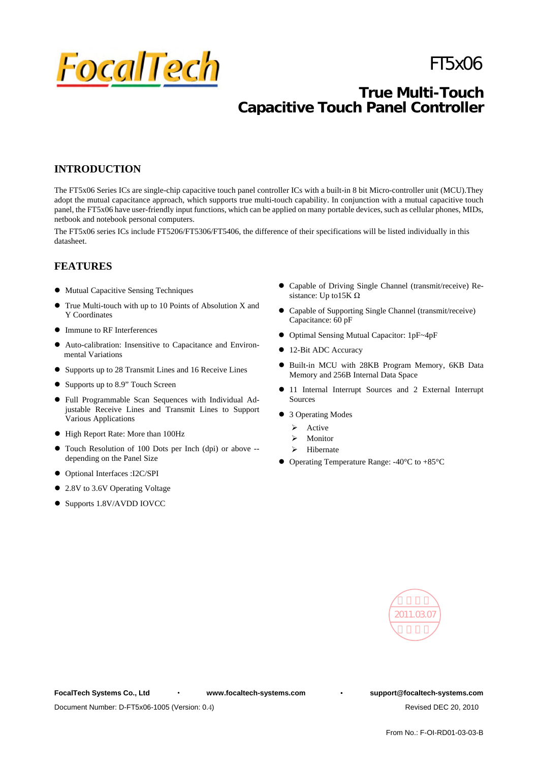# FT5x06

## True Multi-Touch Capacitive Touch Panel Controller

## INTRODUCTION

The FT5x06 Series ICs are single-chip capacitive touch panel controller ICs with a built-in 8 bit Micro-controller unit (MCU).They adopt the mutual capacitance approach, which supports true multi-touch capability. In conjunction with a mutual capacitive touch panel, the FT5x06 have user-friendly input functions, which can be applied on many portable devices, such as cellular phones, MIDs, netbook and notebook personal computers.

The FT5x06 series ICs include FT5206/FT5306/FT5406, the difference of their specifications will be listed individually in this datasheet.

## FEATURES

- Mutual Capacitive Sensing Techniques
- True Multi-touch with up to 10 Points of Absolution X and Y Coordinates
- Immune to RF Interferences
- Auto-calibration: Insensitive to Capacitance and Environmental Variations
- Supports up to 28 Transmit Lines and 16 Receive Lines
- Supports up to 8.9" Touch Screen
- Full Programmable Scan Sequences with Individual Adjustable Receive Lines and Transmit Lines to Support Various Applications
- High Report Rate: More than 100Hz
- Touch Resolution of 100 Dots per Inch (dpi) or above -- depending on the Panel Size
- Optional Interfaces :I2C/SPI
- 2.8V to 3.6V Operating Voltage
- Supports 1.8V/AVDD IOVCC
- Capable of Driving Single Channel (transmit/receive) Resistance: Up to15K Ω
- Capable of Supporting Single Channel (transmit/receive) Capacitance: 60 pF
- Optimal Sensing Mutual Capacitor: 1pF~4pF
- 12-Bit ADC Accuracy
- Built-in MCU with 28KB Program Memory, 6KB Data Memory and 256B Internal Data Space
- 11 Internal Interrupt Sources and 2 External Interrupt Sources
- 3 Operating Modes
  - Active
  - Monitor
  - Hibernate
- Operating Temperature Range: -40°C to +85°C

2011.03.07

**FocalTech Systems Co., Ltd** • **www.focaltech-systems.com** • **support@focaltech-systems.com**

Document Number: D-FT5x06-1005 (Version: 0.4) Revised DEC 20, 2010

From No.: F-OI-RD01-03-03-B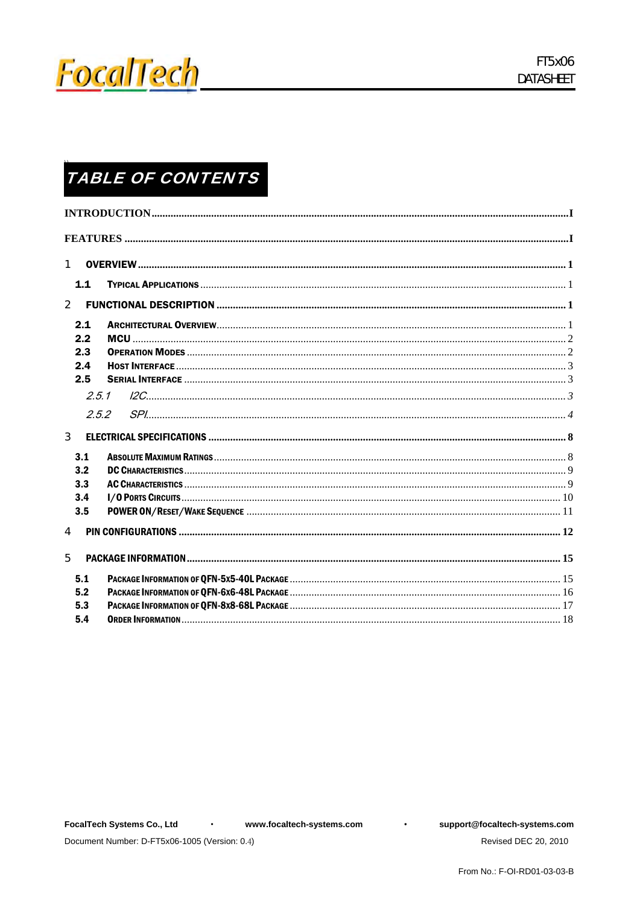# TABLE OF CONTENTS

INTRODUCTION .......... I

FEATURES .......... I

1 OVERVIEW .......... 1

- 1.1 TYPICAL APPLICATIONS .......... 1

2 FUNCTIONAL DESCRIPTION .......... 1

- 2.1 ARCHITECTURAL OVERVIEW .......... 1
- 2.2 MCU .......... 2
- 2.3 OPERATION MODES .......... 2
- 2.4 HOST INTERFACE .......... 3
- 2.5 SERIAL INTERFACE .......... 3
  - *2.5.1 I2C* .......... 3
  - *2.5.2 SPI* .......... 4

3 ELECTRICAL SPECIFICATIONS .......... 8

- 3.1 ABSOLUTE MAXIMUM RATINGS .......... 8
- 3.2 DC CHARACTERISTICS .......... 9
- 3.3 AC CHARACTERISTICS .......... 9
- 3.4 I/O PORTS CIRCUITS .......... 10
- 3.5 POWER ON/RESET/WAKE SEQUENCE .......... 11

4 PIN CONFIGURATIONS .......... 12

5 PACKAGE INFORMATION .......... 15

- 5.1 PACKAGE INFORMATION OF QFN-5X5-40L PACKAGE .......... 15
- 5.2 PACKAGE INFORMATION OF QFN-6X6-48L PACKAGE .......... 16
- 5.3 PACKAGE INFORMATION OF QFN-8X8-68L PACKAGE .......... 17
- 5.4 ORDER INFORMATION .......... 18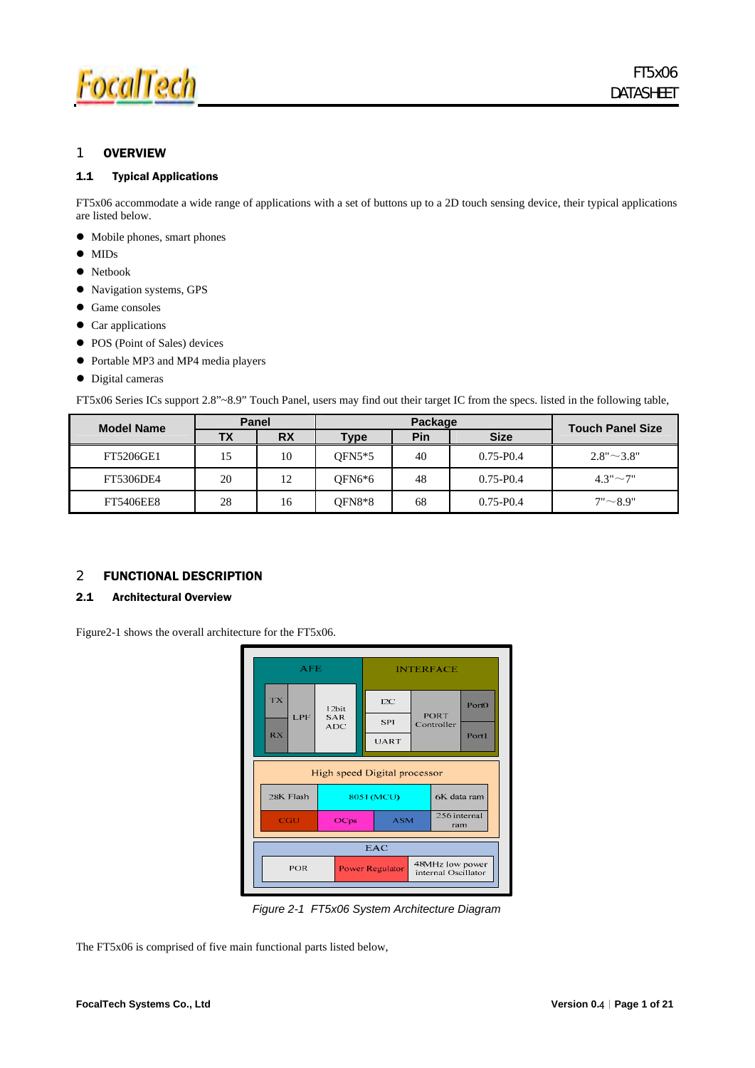# 1 OVERVIEW

## 1.1 Typical Applications

FT5x06 accommodate a wide range of applications with a set of buttons up to a 2D touch sensing device, their typical applications are listed below.

- Mobile phones, smart phones
- MIDs
- Netbook
- Navigation systems, GPS
- Game consoles
- Car applications
- POS (Point of Sales) devices
- Portable MP3 and MP4 media players
- Digital cameras

FT5x06 Series ICs support 2.8"~8.9" Touch Panel, users may find out their target IC from the specs. listed in the following table,

| Model Name | Panel | | Package | | | Touch Panel Size |
|---|---|---|---|---|---|---|
| | TX | RX | Type | Pin | Size | |
| FT5206GE1 | 15 | 10 | QFN5*5 | 40 | 0.75-P0.4 | 2.8"～3.8" |
| FT5306DE4 | 20 | 12 | QFN6*6 | 48 | 0.75-P0.4 | 4.3"～7" |
| FT5406EE8 | 28 | 16 | QFN8*8 | 68 | 0.75-P0.4 | 7"～8.9" |

# 2 FUNCTIONAL DESCRIPTION

## 2.1 Architectural Overview

Figure2-1 shows the overall architecture for the FT5x06.

*Figure 2-1 FT5x06 System Architecture Diagram*

The FT5x06 is comprised of five main functional parts listed below,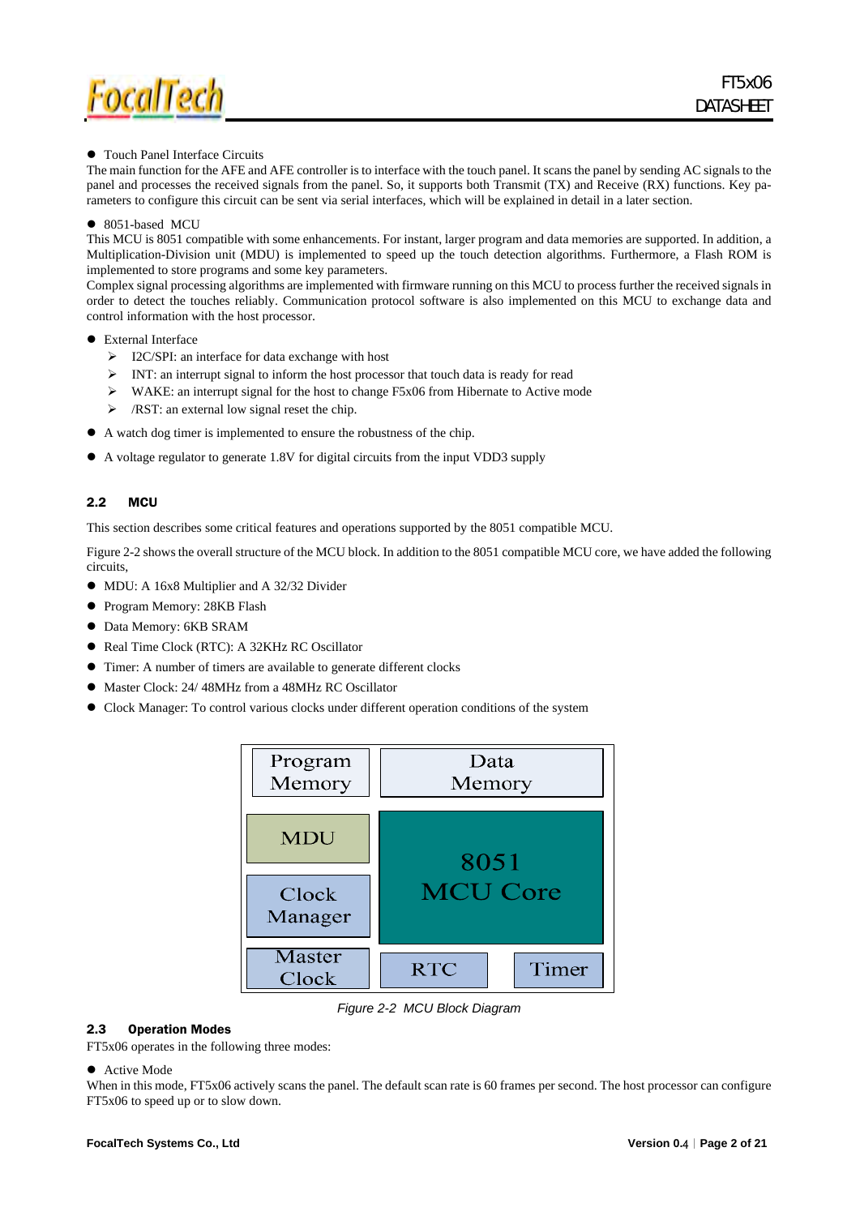- Touch Panel Interface Circuits

The main function for the AFE and AFE controller is to interface with the touch panel. It scans the panel by sending AC signals to the panel and processes the received signals from the panel. So, it supports both Transmit (TX) and Receive (RX) functions. Key parameters to configure this circuit can be sent via serial interfaces, which will be explained in detail in a later section.

- 8051-based MCU

This MCU is 8051 compatible with some enhancements. For instant, larger program and data memories are supported. In addition, a Multiplication-Division unit (MDU) is implemented to speed up the touch detection algorithms. Furthermore, a Flash ROM is implemented to store programs and some key parameters.

Complex signal processing algorithms are implemented with firmware running on this MCU to process further the received signals in order to detect the touches reliably. Communication protocol software is also implemented on this MCU to exchange data and control information with the host processor.

- External Interface
  - I2C/SPI: an interface for data exchange with host
  - INT: an interrupt signal to inform the host processor that touch data is ready for read
  - WAKE: an interrupt signal for the host to change F5x06 from Hibernate to Active mode
  - /RST: an external low signal reset the chip.
- A watch dog timer is implemented to ensure the robustness of the chip.
- A voltage regulator to generate 1.8V for digital circuits from the input VDD3 supply

## 2.2 MCU

This section describes some critical features and operations supported by the 8051 compatible MCU.

Figure 2-2 shows the overall structure of the MCU block. In addition to the 8051 compatible MCU core, we have added the following circuits,

- MDU: A 16x8 Multiplier and A 32/32 Divider
- Program Memory: 28KB Flash
- Data Memory: 6KB SRAM
- Real Time Clock (RTC): A 32KHz RC Oscillator
- Timer: A number of timers are available to generate different clocks
- Master Clock: 24/ 48MHz from a 48MHz RC Oscillator
- Clock Manager: To control various clocks under different operation conditions of the system

| Program Memory | Data Memory | |
|---|---|---|
| MDU | 8051 MCU Core | |
| Clock Manager | | |
| Master Clock | RTC | Timer |

*Figure 2-2 MCU Block Diagram*

## 2.3 Operation Modes

FT5x06 operates in the following three modes:

- Active Mode

When in this mode, FT5x06 actively scans the panel. The default scan rate is 60 frames per second. The host processor can configure FT5x06 to speed up or to slow down.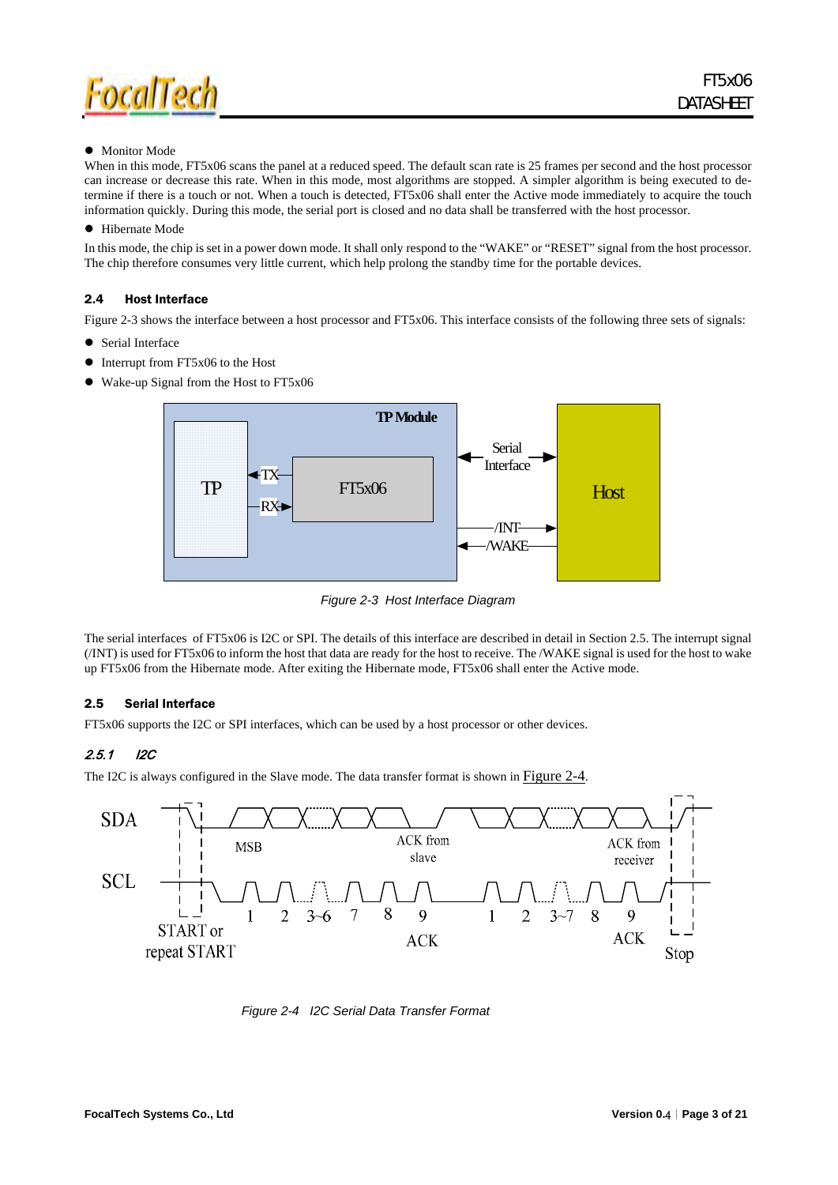- Monitor Mode

When in this mode, FT5x06 scans the panel at a reduced speed. The default scan rate is 25 frames per second and the host processor can increase or decrease this rate. When in this mode, most algorithms are stopped. A simpler algorithm is being executed to determine if there is a touch or not. When a touch is detected, FT5x06 shall enter the Active mode immediately to acquire the touch information quickly. During this mode, the serial port is closed and no data shall be transferred with the host processor.

- Hibernate Mode

In this mode, the chip is set in a power down mode. It shall only respond to the "WAKE" or "RESET" signal from the host processor. The chip therefore consumes very little current, which help prolong the standby time for the portable devices.

### 2.4 Host Interface

Figure 2-3 shows the interface between a host processor and FT5x06. This interface consists of the following three sets of signals:

- Serial Interface
- Interrupt from FT5x06 to the Host
- Wake-up Signal from the Host to FT5x06

*Figure 2-3 Host Interface Diagram*

The serial interfaces of FT5x06 is I2C or SPI. The details of this interface are described in detail in Section 2.5. The interrupt signal (/INT) is used for FT5x06 to inform the host that data are ready for the host to receive. The /WAKE signal is used for the host to wake up FT5x06 from the Hibernate mode. After exiting the Hibernate mode, FT5x06 shall enter the Active mode.

### 2.5 Serial Interface

FT5x06 supports the I2C or SPI interfaces, which can be used by a host processor or other devices.

#### *2.5.1 I2C*

The I2C is always configured in the Slave mode. The data transfer format is shown in Figure 2-4.

*Figure 2-4 I2C Serial Data Transfer Format*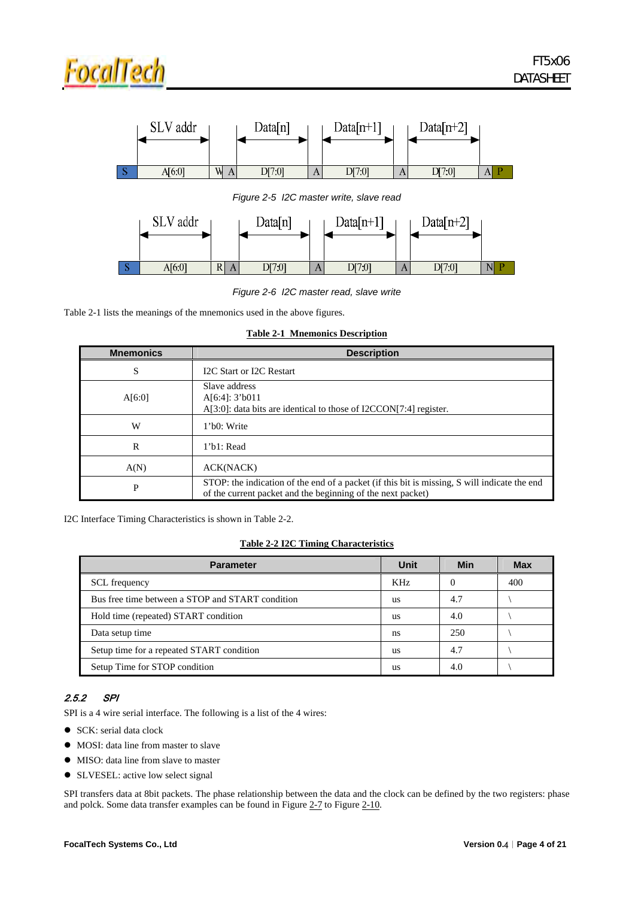Figure 2-5 I2C master write, slave read

Figure 2-6 I2C master read, slave write

Table 2-1 lists the meanings of the mnemonics used in the above figures.

**Table 2-1 Mnemonics Description**

| Mnemonics | Description |
|---|---|
| S | I2C Start or I2C Restart |
| A[6:0] | Slave address<br>A[6:4]: 3'b011<br>A[3:0]: data bits are identical to those of I2CCON[7:4] register. |
| W | 1'b0: Write |
| R | 1'b1: Read |
| A(N) | ACK(NACK) |
| P | STOP: the indication of the end of a packet (if this bit is missing, S will indicate the end of the current packet and the beginning of the next packet) |

I2C Interface Timing Characteristics is shown in Table 2-2.

**Table 2-2 I2C Timing Characteristics**

| Parameter | Unit | Min | Max |
|---|---|---|---|
| SCL frequency | KHz | 0 | 400 |
| Bus free time between a STOP and START condition | us | 4.7 | \ |
| Hold time (repeated) START condition | us | 4.0 | \ |
| Data setup time | ns | 250 | \ |
| Setup time for a repeated START condition | us | 4.7 | \ |
| Setup Time for STOP condition | us | 4.0 | \ |

### 2.5.2 SPI

SPI is a 4 wire serial interface. The following is a list of the 4 wires:

- SCK: serial data clock
- MOSI: data line from master to slave
- MISO: data line from slave to master
- SLVESEL: active low select signal

SPI transfers data at 8bit packets. The phase relationship between the data and the clock can be defined by the two registers: phase and polck. Some data transfer examples can be found in Figure 2-7 to Figure 2-10.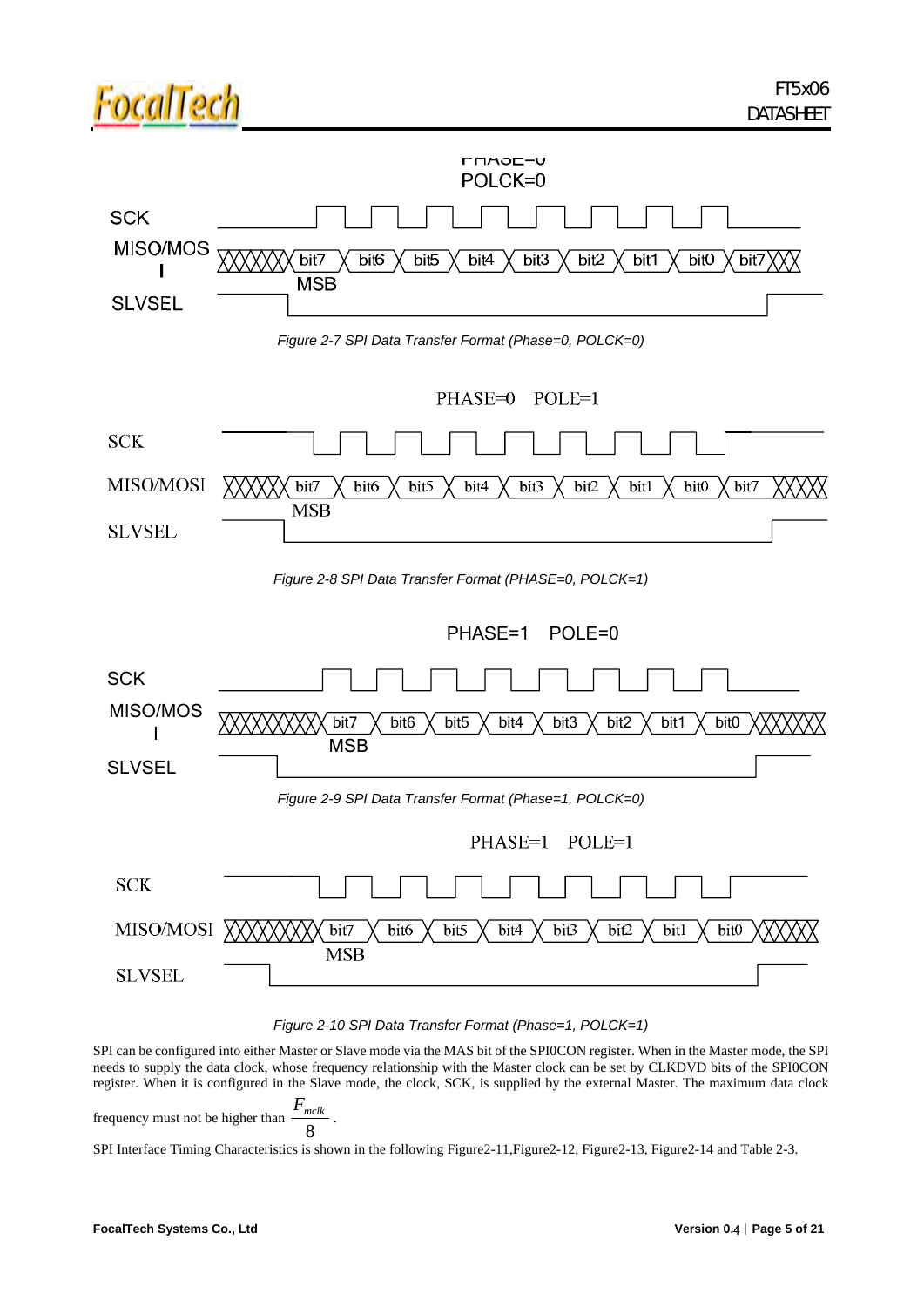PHASE=0
POLCK=0

SCK

MISO/MOSI

SLVSEL

bit7 bit6 bit5 bit4 bit3 bit2 bit1 bit0 bit7

MSB

*Figure 2-7 SPI Data Transfer Format (Phase=0, POLCK=0)*

PHASE=0 POLE=1

SCK

MISO/MOSI

SLVSEL

bit7 bit6 bit5 bit4 bit3 bit2 bit1 bit0 bit7

MSB

*Figure 2-8 SPI Data Transfer Format (PHASE=0, POLCK=1)*

PHASE=1 POLE=0

SCK

MISO/MOSI

SLVSEL

bit7 bit6 bit5 bit4 bit3 bit2 bit1 bit0

MSB

*Figure 2-9 SPI Data Transfer Format (Phase=1, POLCK=0)*

PHASE=1 POLE=1

SCK

MISO/MOSI

SLVSEL

bit7 bit6 bit5 bit4 bit3 bit2 bit1 bit0

MSB

*Figure 2-10 SPI Data Transfer Format (Phase=1, POLCK=1)*

SPI can be configured into either Master or Slave mode via the MAS bit of the SPI0CON register. When in the Master mode, the SPI needs to supply the data clock, whose frequency relationship with the Master clock can be set by CLKDVD bits of the SPI0CON register. When it is configured in the Slave mode, the clock, SCK, is supplied by the external Master. The maximum data clock frequency must not be higher than $\frac{F_{mclk}}{8}$.

SPI Interface Timing Characteristics is shown in the following Figure2-11,Figure2-12, Figure2-13, Figure2-14 and Table 2-3.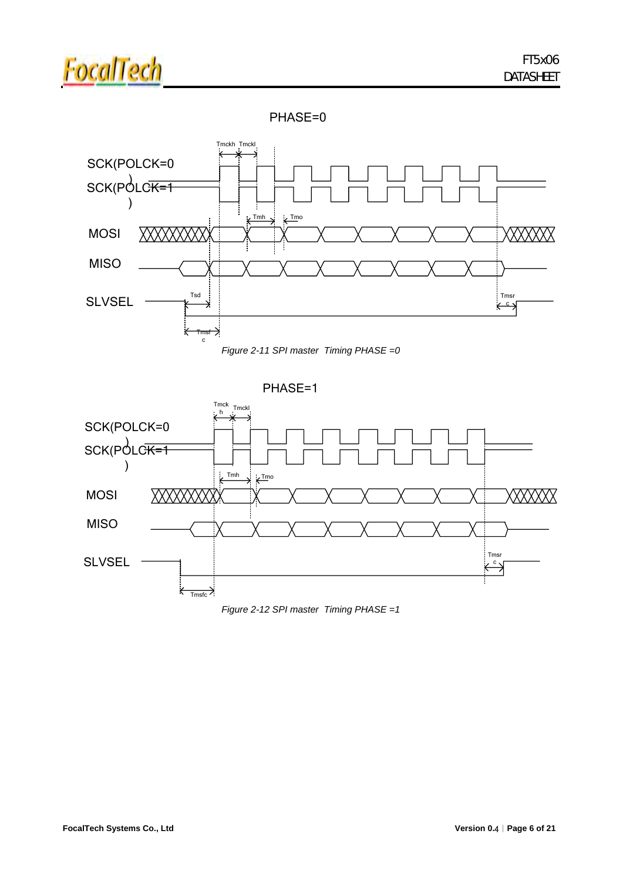PHASE=0

*Figure 2-11 SPI master Timing PHASE =0*

PHASE=1

*Figure 2-12 SPI master Timing PHASE =1*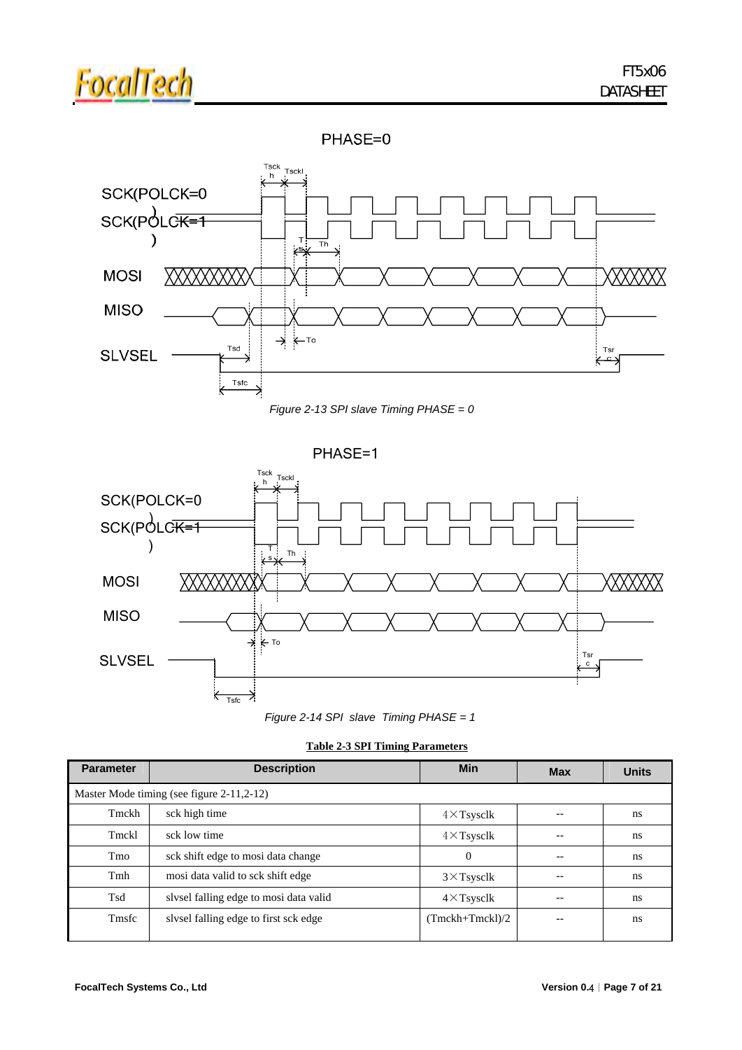PHASE=0

*Figure 2-13 SPI slave Timing PHASE = 0*

PHASE=1

*Figure 2-14 SPI slave Timing PHASE = 1*

**Table 2-3 SPI Timing Parameters**

| Parameter | Description | Min | Max | Units |
|---|---|---|---|---|
| Master Mode timing (see figure 2-11,2-12) | | | | |
| Tmckh | sck high time | 4×Tsysclk | -- | ns |
| Tmckl | sck low time | 4×Tsysclk | -- | ns |
| Tmo | sck shift edge to mosi data change | 0 | -- | ns |
| Tmh | mosi data valid to sck shift edge | 3×Tsysclk | -- | ns |
| Tsd | slvsel falling edge to mosi data valid | 4×Tsysclk | -- | ns |
| Tmsfc | slvsel falling edge to first sck edge | (Tmckh+Tmckl)/2 | -- | ns |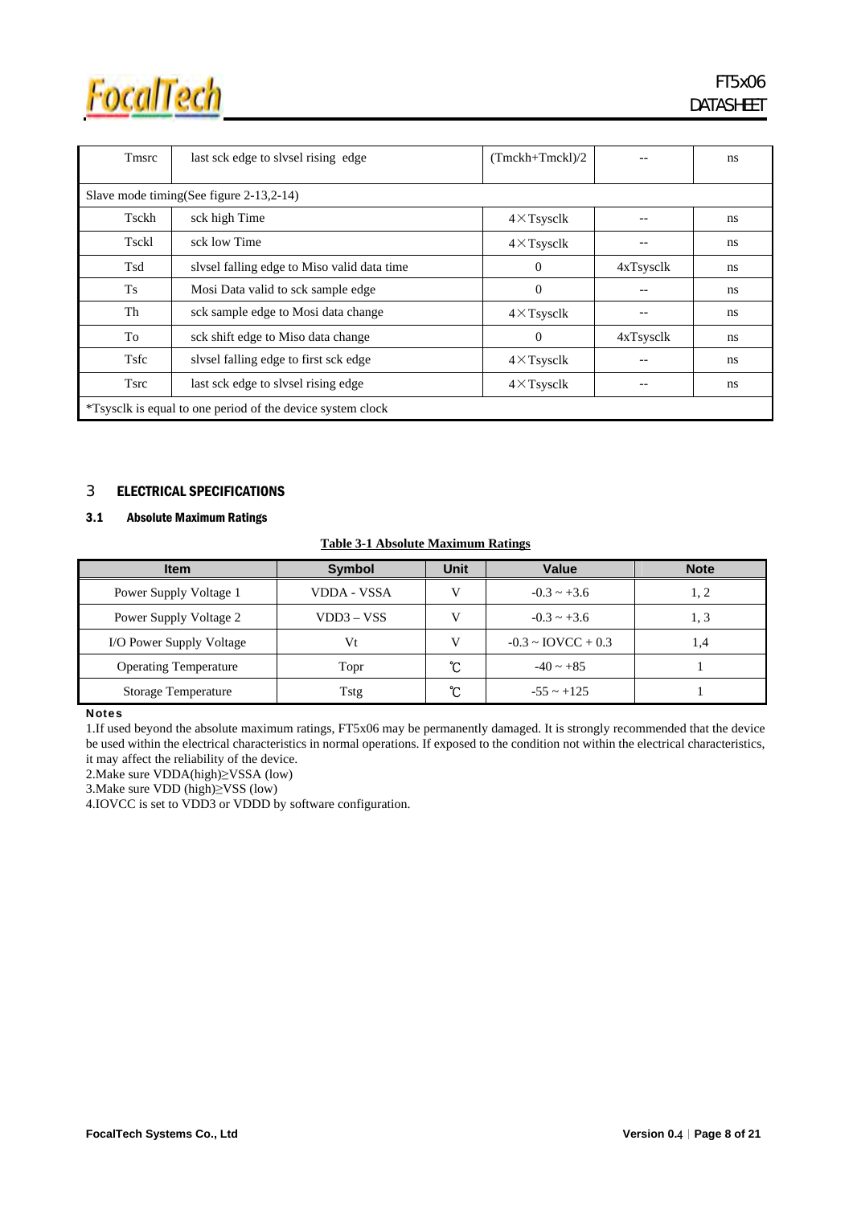| Tmsrc | last sck edge to slvsel rising edge | (Tmckh+Tmckl)/2 | -- | ns |
|---|---|---|---|---|
| Slave mode timing(See figure 2-13,2-14) | | | | |
| Tsckh | sck high Time | 4×Tsysclk | -- | ns |
| Tsckl | sck low Time | 4×Tsysclk | -- | ns |
| Tsd | slvsel falling edge to Miso valid data time | 0 | 4xTsysclk | ns |
| Ts | Mosi Data valid to sck sample edge | 0 | -- | ns |
| Th | sck sample edge to Mosi data change | 4×Tsysclk | -- | ns |
| To | sck shift edge to Miso data change | 0 | 4xTsysclk | ns |
| Tsfc | slvsel falling edge to first sck edge | 4×Tsysclk | -- | ns |
| Tsrc | last sck edge to slvsel rising edge | 4×Tsysclk | -- | ns |
| *Tsysclk is equal to one period of the device system clock | | | | |

# 3 ELECTRICAL SPECIFICATIONS

## 3.1 Absolute Maximum Ratings

**Table 3-1 Absolute Maximum Ratings**

| Item | Symbol | Unit | Value | Note |
|---|---|---|---|---|
| Power Supply Voltage 1 | VDDA - VSSA | V | -0.3 ~ +3.6 | 1, 2 |
| Power Supply Voltage 2 | VDD3 – VSS | V | -0.3 ~ +3.6 | 1, 3 |
| I/O Power Supply Voltage | Vt | V | -0.3 ~ IOVCC + 0.3 | 1,4 |
| Operating Temperature | Topr | ℃ | -40 ~ +85 | 1 |
| Storage Temperature | Tstg | ℃ | -55 ~ +125 | 1 |

**Notes**

1.If used beyond the absolute maximum ratings, FT5x06 may be permanently damaged. It is strongly recommended that the device be used within the electrical characteristics in normal operations. If exposed to the condition not within the electrical characteristics, it may affect the reliability of the device.

2.Make sure VDDA(high)≥VSSA (low)

3.Make sure VDD (high)≥VSS (low)

4.IOVCC is set to VDD3 or VDDD by software configuration.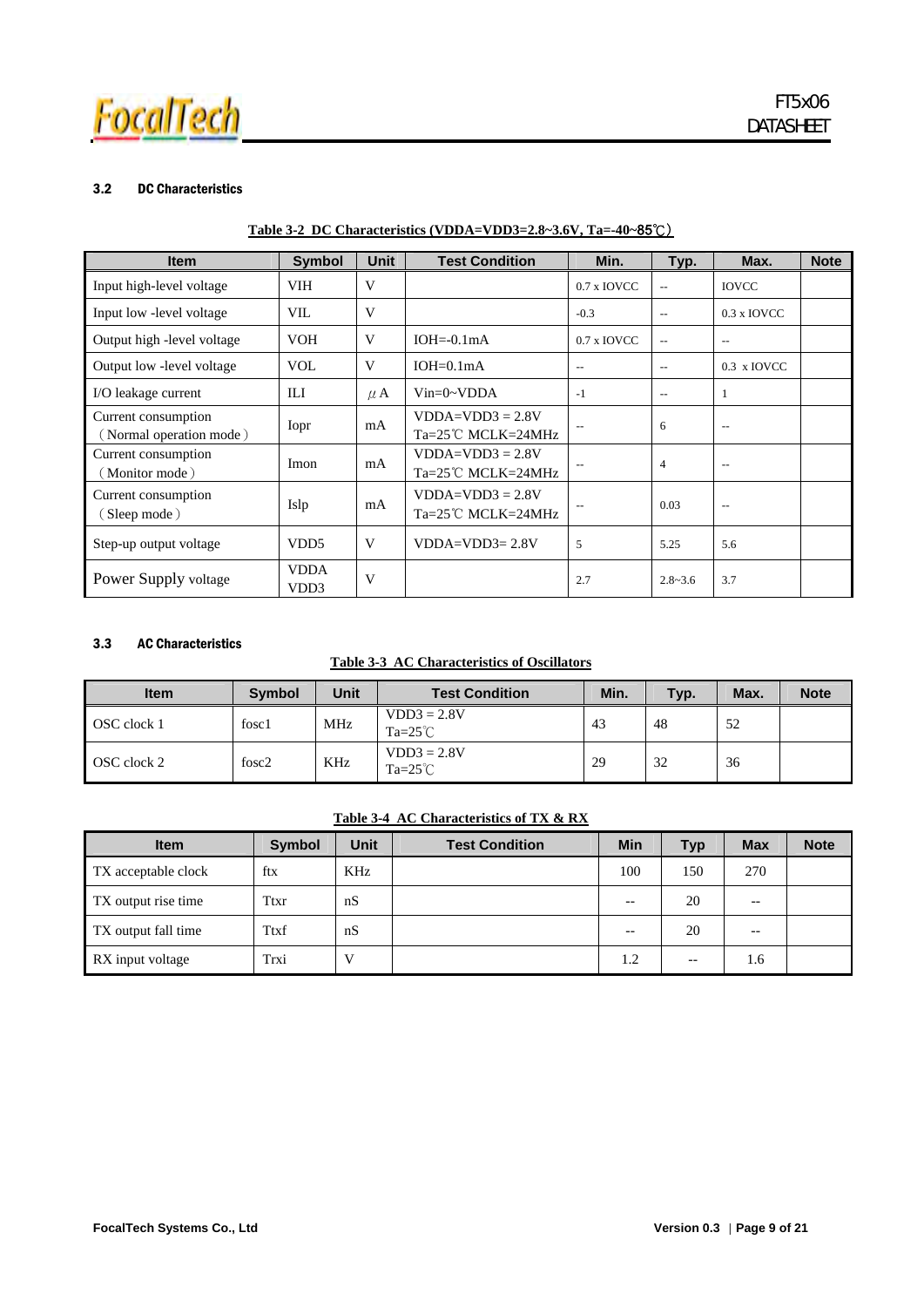### 3.2 DC Characteristics

**Table 3-2 DC Characteristics (VDDA=VDD3=2.8~3.6V, Ta=-40~85℃)**

| Item | Symbol | Unit | Test Condition | Min. | Typ. | Max. | Note |
|---|---|---|---|---|---|---|---|
| Input high-level voltage | VIH | V | | 0.7 x IOVCC | -- | IOVCC | |
| Input low -level voltage | VIL | V | | -0.3 | -- | 0.3 x IOVCC | |
| Output high -level voltage | VOH | V | IOH=-0.1mA | 0.7 x IOVCC | -- | -- | |
| Output low -level voltage | VOL | V | IOH=0.1mA | -- | -- | 0.3 x IOVCC | |
| I/O leakage current | ILI | μA | Vin=0~VDDA | -1 | -- | 1 | |
| Current consumption (Normal operation mode) | Iopr | mA | VDDA=VDD3 = 2.8V Ta=25℃ MCLK=24MHz | -- | 6 | -- | |
| Current consumption (Monitor mode) | Imon | mA | VDDA=VDD3 = 2.8V Ta=25℃ MCLK=24MHz | -- | 4 | -- | |
| Current consumption (Sleep mode) | Islp | mA | VDDA=VDD3 = 2.8V Ta=25℃ MCLK=24MHz | -- | 0.03 | -- | |
| Step-up output voltage | VDD5 | V | VDDA=VDD3= 2.8V | 5 | 5.25 | 5.6 | |
| Power Supply voltage | VDDA VDD3 | V | | 2.7 | 2.8~3.6 | 3.7 | |

### 3.3 AC Characteristics

**Table 3-3 AC Characteristics of Oscillators**

| Item | Symbol | Unit | Test Condition | Min. | Typ. | Max. | Note |
|---|---|---|---|---|---|---|---|
| OSC clock 1 | fosc1 | MHz | VDD3 = 2.8V Ta=25℃ | 43 | 48 | 52 | |
| OSC clock 2 | fosc2 | KHz | VDD3 = 2.8V Ta=25℃ | 29 | 32 | 36 | |

**Table 3-4 AC Characteristics of TX & RX**

| Item | Symbol | Unit | Test Condition | Min | Typ | Max | Note |
|---|---|---|---|---|---|---|---|
| TX acceptable clock | ftx | KHz | | 100 | 150 | 270 | |
| TX output rise time | Ttxr | nS | | -- | 20 | -- | |
| TX output fall time | Ttxf | nS | | -- | 20 | -- | |
| RX input voltage | Trxi | V | | 1.2 | -- | 1.6 | |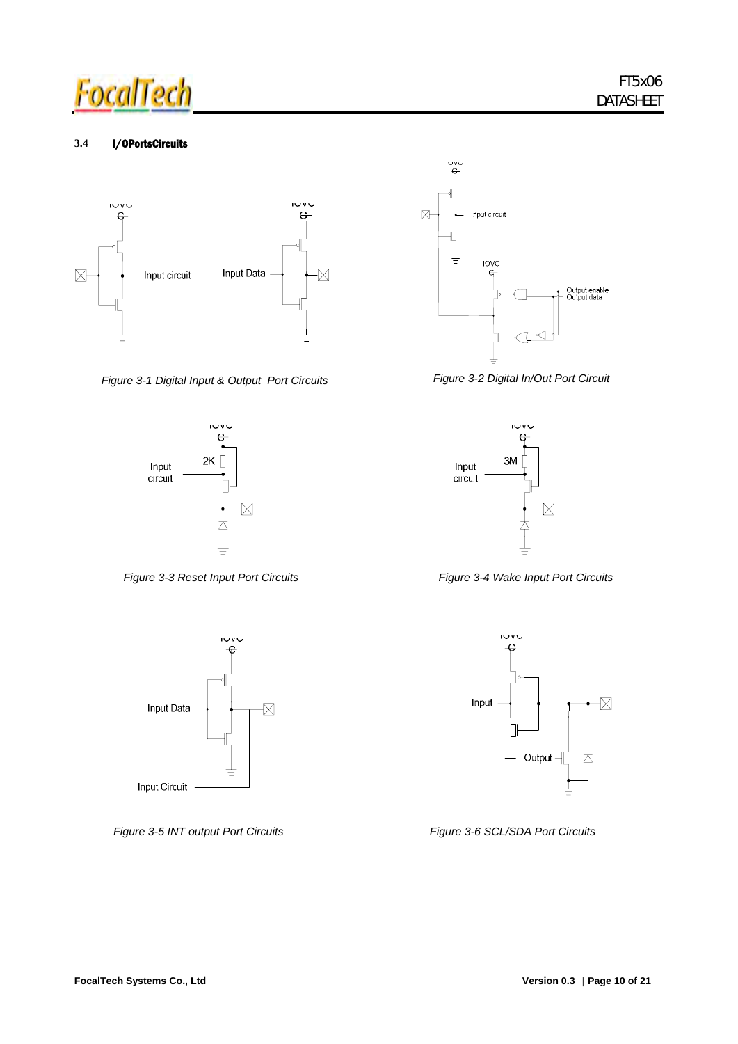### 3.4 I/OPortsCircuits

*Figure 3-1 Digital Input & Output Port Circuits*

*Figure 3-2 Digital In/Out Port Circuit*

*Figure 3-3 Reset Input Port Circuits*

*Figure 3-4 Wake Input Port Circuits*

*Figure 3-5 INT output Port Circuits*

*Figure 3-6 SCL/SDA Port Circuits*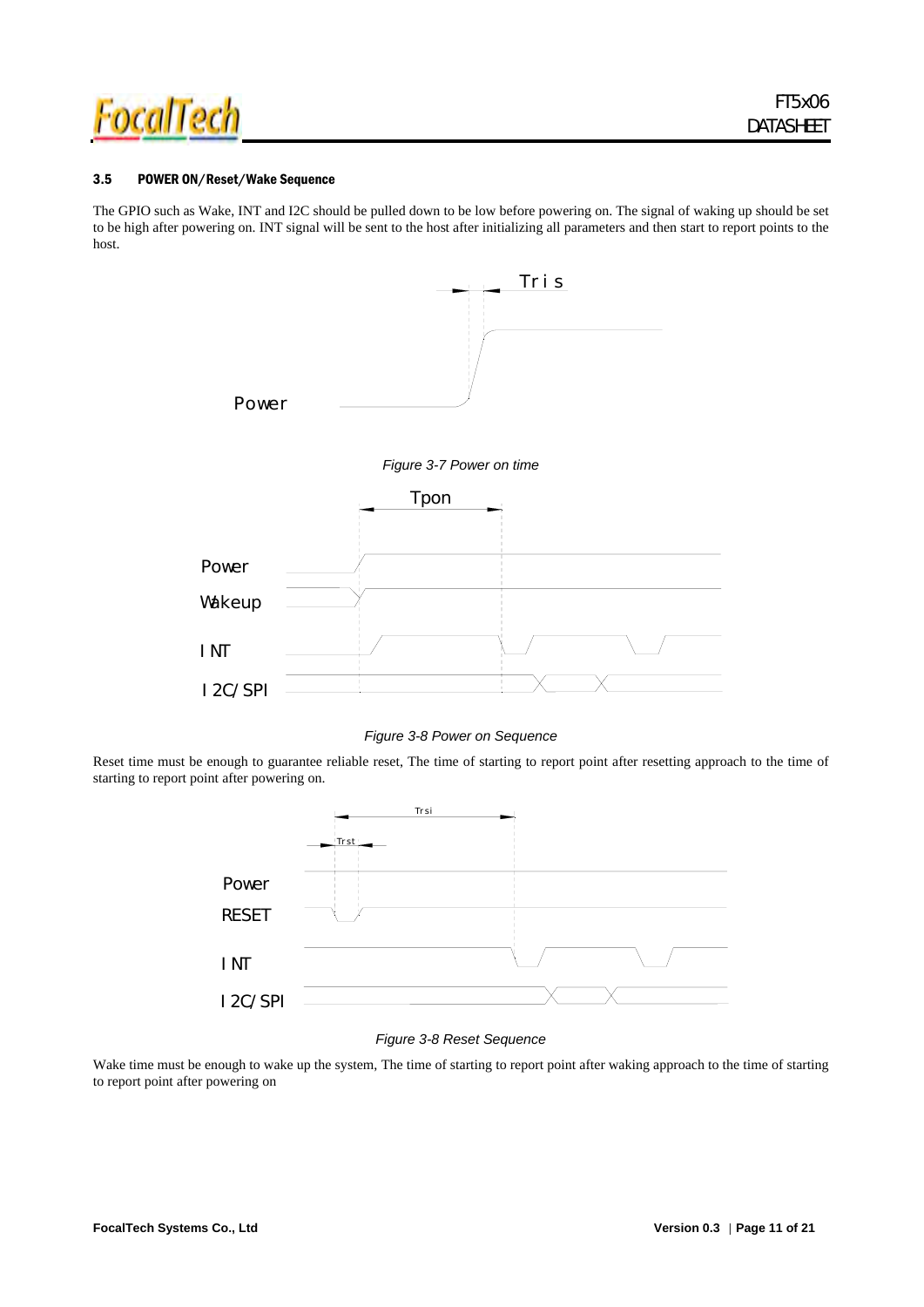### 3.5 POWER ON/Reset/Wake Sequence

The GPIO such as Wake, INT and I2C should be pulled down to be low before powering on. The signal of waking up should be set to be high after powering on. INT signal will be sent to the host after initializing all parameters and then start to report points to the host.

*Figure 3-7 Power on time*

*Figure 3-8 Power on Sequence*

Reset time must be enough to guarantee reliable reset, The time of starting to report point after resetting approach to the time of starting to report point after powering on.

*Figure 3-8 Reset Sequence*

Wake time must be enough to wake up the system, The time of starting to report point after waking approach to the time of starting to report point after powering on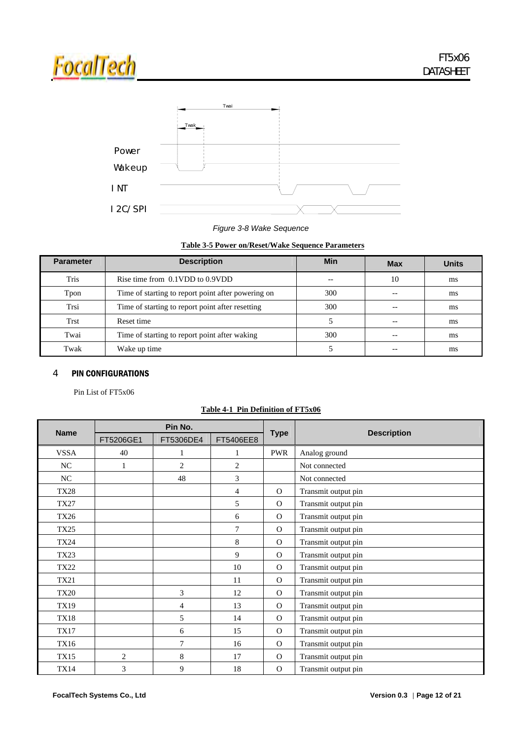Figure 3-8 Wake Sequence

**Table 3-5 Power on/Reset/Wake Sequence Parameters**

| Parameter | Description | Min | Max | Units |
|---|---|---|---|---|
| Tris | Rise time from 0.1VDD to 0.9VDD | -- | 10 | ms |
| Tpon | Time of starting to report point after powering on | 300 | -- | ms |
| Trsi | Time of starting to report point after resetting | 300 | -- | ms |
| Trst | Reset time | 5 | -- | ms |
| Twai | Time of starting to report point after waking | 300 | -- | ms |
| Twak | Wake up time | 5 | -- | ms |

# 4 PIN CONFIGURATIONS

Pin List of FT5x06

**Table 4-1 Pin Definition of FT5x06**

| Name | Pin No. | | | Type | Description |
|---|---|---|---|---|---|
| | FT5206GE1 | FT5306DE4 | FT5406EE8 | | |
| VSSA | 40 | 1 | 1 | PWR | Analog ground |
| NC | 1 | 2 | 2 | | Not connected |
| NC | | 48 | 3 | | Not connected |
| TX28 | | | 4 | O | Transmit output pin |
| TX27 | | | 5 | O | Transmit output pin |
| TX26 | | | 6 | O | Transmit output pin |
| TX25 | | | 7 | O | Transmit output pin |
| TX24 | | | 8 | O | Transmit output pin |
| TX23 | | | 9 | O | Transmit output pin |
| TX22 | | | 10 | O | Transmit output pin |
| TX21 | | | 11 | O | Transmit output pin |
| TX20 | | 3 | 12 | O | Transmit output pin |
| TX19 | | 4 | 13 | O | Transmit output pin |
| TX18 | | 5 | 14 | O | Transmit output pin |
| TX17 | | 6 | 15 | O | Transmit output pin |
| TX16 | | 7 | 16 | O | Transmit output pin |
| TX15 | 2 | 8 | 17 | O | Transmit output pin |
| TX14 | 3 | 9 | 18 | O | Transmit output pin |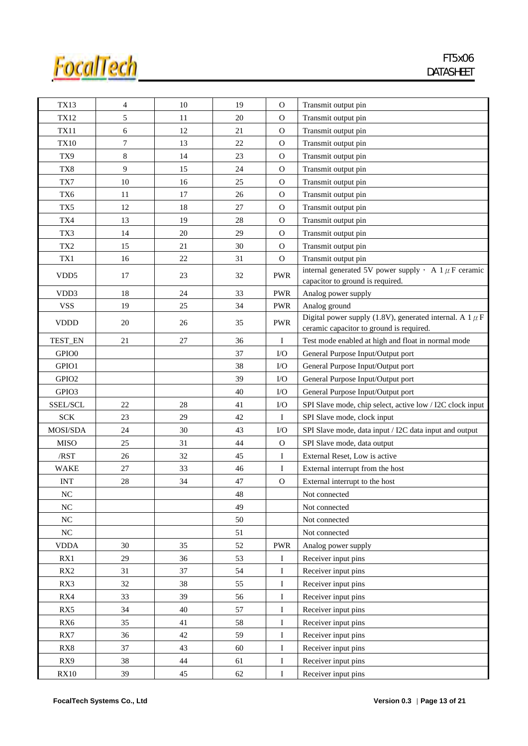| TX13 | 4 | 10 | 19 | O | Transmit output pin |
|---|---|---|---|---|---|
| TX12 | 5 | 11 | 20 | O | Transmit output pin |
| TX11 | 6 | 12 | 21 | O | Transmit output pin |
| TX10 | 7 | 13 | 22 | O | Transmit output pin |
| TX9 | 8 | 14 | 23 | O | Transmit output pin |
| TX8 | 9 | 15 | 24 | O | Transmit output pin |
| TX7 | 10 | 16 | 25 | O | Transmit output pin |
| TX6 | 11 | 17 | 26 | O | Transmit output pin |
| TX5 | 12 | 18 | 27 | O | Transmit output pin |
| TX4 | 13 | 19 | 28 | O | Transmit output pin |
| TX3 | 14 | 20 | 29 | O | Transmit output pin |
| TX2 | 15 | 21 | 30 | O | Transmit output pin |
| TX1 | 16 | 22 | 31 | O | Transmit output pin |
| VDD5 | 17 | 23 | 32 | PWR | internal generated 5V power supply， A 1 $\mu$ F ceramic capacitor to ground is required. |
| VDD3 | 18 | 24 | 33 | PWR | Analog power supply |
| VSS | 19 | 25 | 34 | PWR | Analog ground |
| VDDD | 20 | 26 | 35 | PWR | Digital power supply (1.8V), generated internal. A 1 $\mu$ F ceramic capacitor to ground is required. |
| TEST_EN | 21 | 27 | 36 | I | Test mode enabled at high and float in normal mode |
| GPIO0 | | | 37 | I/O | General Purpose Input/Output port |
| GPIO1 | | | 38 | I/O | General Purpose Input/Output port |
| GPIO2 | | | 39 | I/O | General Purpose Input/Output port |
| GPIO3 | | | 40 | I/O | General Purpose Input/Output port |
| SSEL/SCL | 22 | 28 | 41 | I/O | SPI Slave mode, chip select, active low / I2C clock input |
| SCK | 23 | 29 | 42 | I | SPI Slave mode, clock input |
| MOSI/SDA | 24 | 30 | 43 | I/O | SPI Slave mode, data input / I2C data input and output |
| MISO | 25 | 31 | 44 | O | SPI Slave mode, data output |
| /RST | 26 | 32 | 45 | I | External Reset, Low is active |
| WAKE | 27 | 33 | 46 | I | External interrupt from the host |
| INT | 28 | 34 | 47 | O | External interrupt to the host |
| NC | | | 48 | | Not connected |
| NC | | | 49 | | Not connected |
| NC | | | 50 | | Not connected |
| NC | | | 51 | | Not connected |
| VDDA | 30 | 35 | 52 | PWR | Analog power supply |
| RX1 | 29 | 36 | 53 | I | Receiver input pins |
| RX2 | 31 | 37 | 54 | I | Receiver input pins |
| RX3 | 32 | 38 | 55 | I | Receiver input pins |
| RX4 | 33 | 39 | 56 | I | Receiver input pins |
| RX5 | 34 | 40 | 57 | I | Receiver input pins |
| RX6 | 35 | 41 | 58 | I | Receiver input pins |
| RX7 | 36 | 42 | 59 | I | Receiver input pins |
| RX8 | 37 | 43 | 60 | I | Receiver input pins |
| RX9 | 38 | 44 | 61 | I | Receiver input pins |
| RX10 | 39 | 45 | 62 | I | Receiver input pins |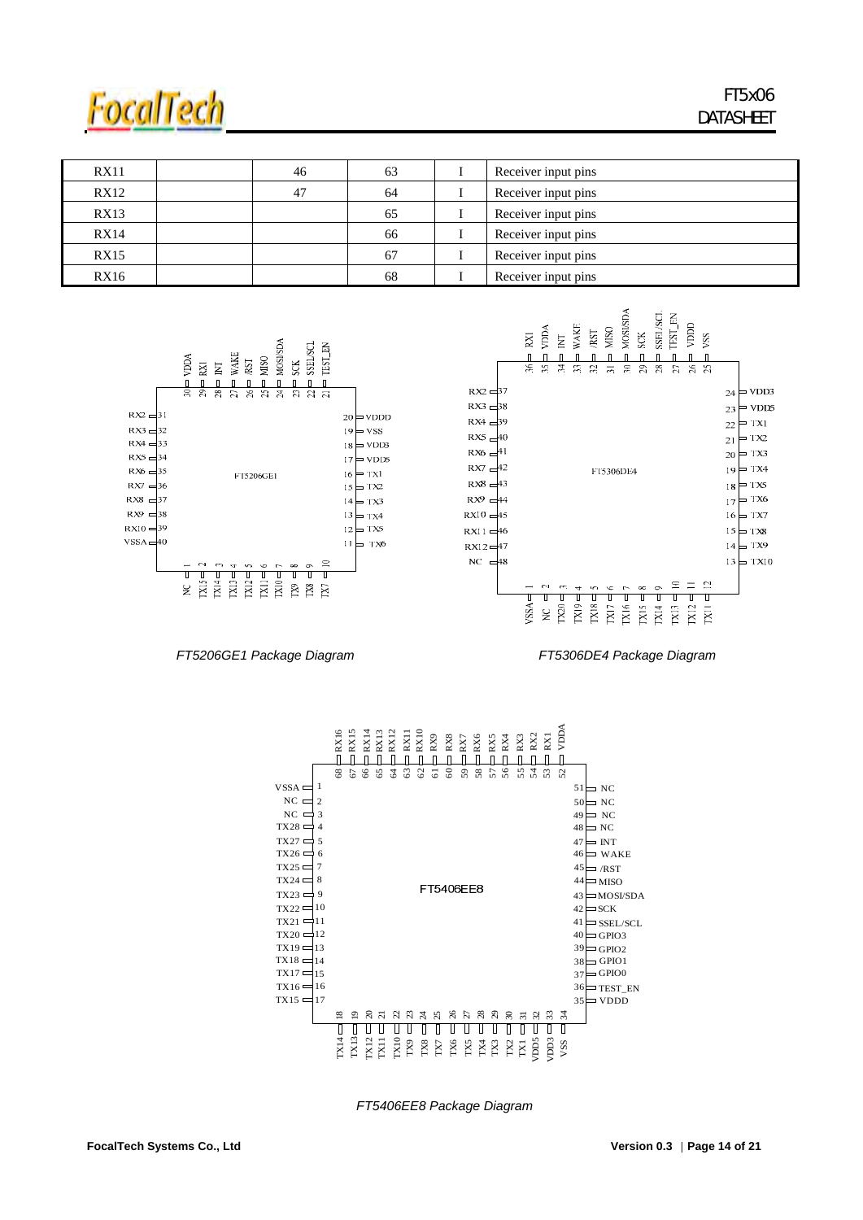| RX11 | | 46 | 63 | I | Receiver input pins |
|---|---|---|---|---|---|
| RX12 | | 47 | 64 | I | Receiver input pins |
| RX13 | | | 65 | I | Receiver input pins |
| RX14 | | | 66 | I | Receiver input pins |
| RX15 | | | 67 | I | Receiver input pins |
| RX16 | | | 68 | I | Receiver input pins |

*FT5206GE1 Package Diagram*

*FT5306DE4 Package Diagram*

*FT5406EE8 Package Diagram*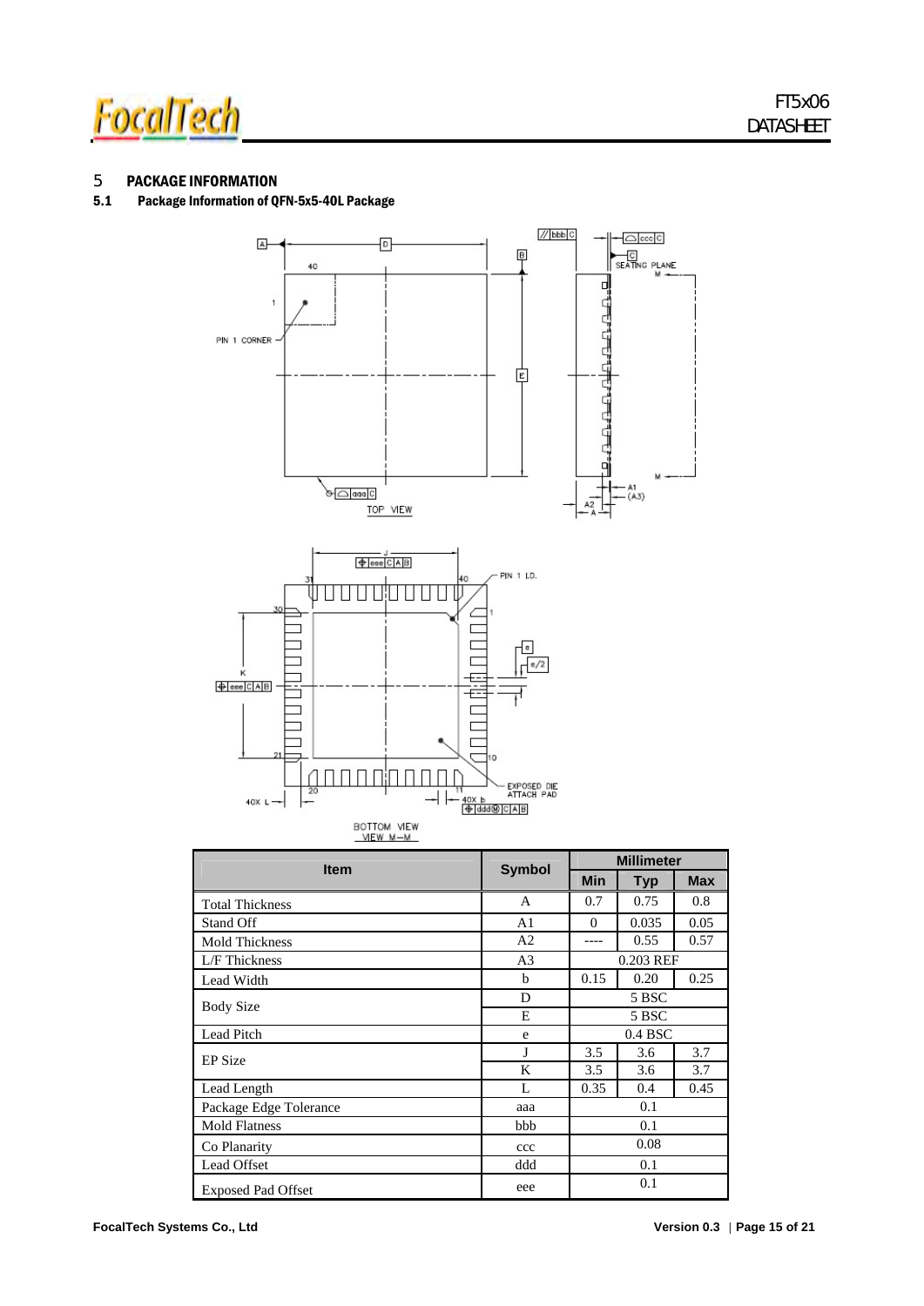# 5 PACKAGE INFORMATION

## 5.1 Package Information of QFN-5x5-40L Package

| Item | Symbol | Millimeter | | |
|---|---|---|---|---|
| | | Min | Typ | Max |
| Total Thickness | A | 0.7 | 0.75 | 0.8 |
| Stand Off | A1 | 0 | 0.035 | 0.05 |
| Mold Thickness | A2 | ---- | 0.55 | 0.57 |
| L/F Thickness | A3 | 0.203 REF | | |
| Lead Width | b | 0.15 | 0.20 | 0.25 |
| Body Size | D | 5 BSC | | |
| | E | 5 BSC | | |
| Lead Pitch | e | 0.4 BSC | | |
| EP Size | J | 3.5 | 3.6 | 3.7 |
| | K | 3.5 | 3.6 | 3.7 |
| Lead Length | L | 0.35 | 0.4 | 0.45 |
| Package Edge Tolerance | aaa | 0.1 | | |
| Mold Flatness | bbb | 0.1 | | |
| Co Planarity | ccc | 0.08 | | |
| Lead Offset | ddd | 0.1 | | |
| Exposed Pad Offset | eee | 0.1 | | |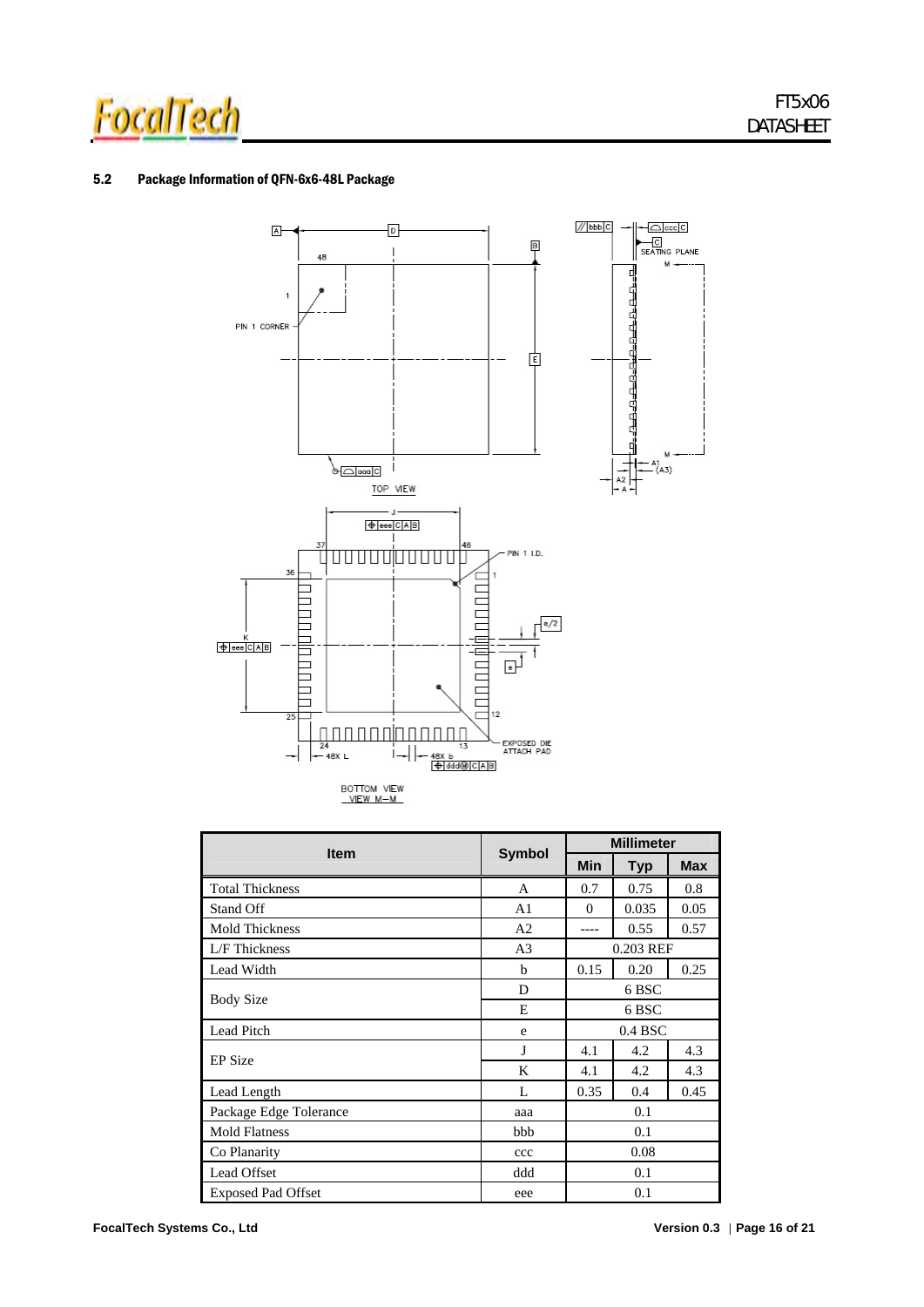### 5.2 Package Information of QFN-6x6-48L Package

| Item | Symbol | Millimeter | | |
|---|---|---|---|---|
| | | Min | Typ | Max |
| Total Thickness | A | 0.7 | 0.75 | 0.8 |
| Stand Off | A1 | 0 | 0.035 | 0.05 |
| Mold Thickness | A2 | ---- | 0.55 | 0.57 |
| L/F Thickness | A3 | 0.203 REF | | |
| Lead Width | b | 0.15 | 0.20 | 0.25 |
| Body Size | D | 6 BSC | | |
| | E | 6 BSC | | |
| Lead Pitch | e | 0.4 BSC | | |
| EP Size | J | 4.1 | 4.2 | 4.3 |
| | K | 4.1 | 4.2 | 4.3 |
| Lead Length | L | 0.35 | 0.4 | 0.45 |
| Package Edge Tolerance | aaa | 0.1 | | |
| Mold Flatness | bbb | 0.1 | | |
| Co Planarity | ccc | 0.08 | | |
| Lead Offset | ddd | 0.1 | | |
| Exposed Pad Offset | eee | 0.1 | | |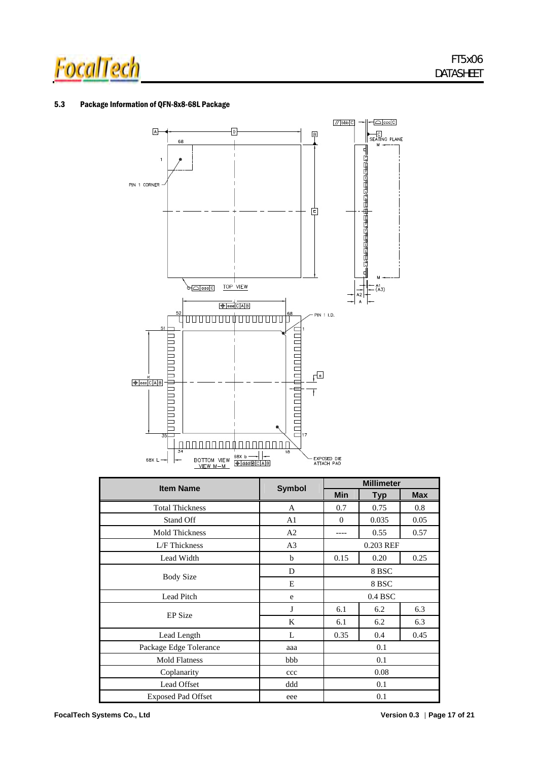### 5.3 Package Information of QFN-8x8-68L Package

| Item Name | Symbol | Millimeter | | |
|---|---|---|---|---|
| | | Min | Typ | Max |
| Total Thickness | A | 0.7 | 0.75 | 0.8 |
| Stand Off | A1 | 0 | 0.035 | 0.05 |
| Mold Thickness | A2 | ---- | 0.55 | 0.57 |
| L/F Thickness | A3 | 0.203 REF | | |
| Lead Width | b | 0.15 | 0.20 | 0.25 |
| Body Size | D | 8 BSC | | |
| | E | 8 BSC | | |
| Lead Pitch | e | 0.4 BSC | | |
| EP Size | J | 6.1 | 6.2 | 6.3 |
| | K | 6.1 | 6.2 | 6.3 |
| Lead Length | L | 0.35 | 0.4 | 0.45 |
| Package Edge Tolerance | aaa | 0.1 | | |
| Mold Flatness | bbb | 0.1 | | |
| Coplanarity | ccc | 0.08 | | |
| Lead Offset | ddd | 0.1 | | |
| Exposed Pad Offset | eee | 0.1 | | |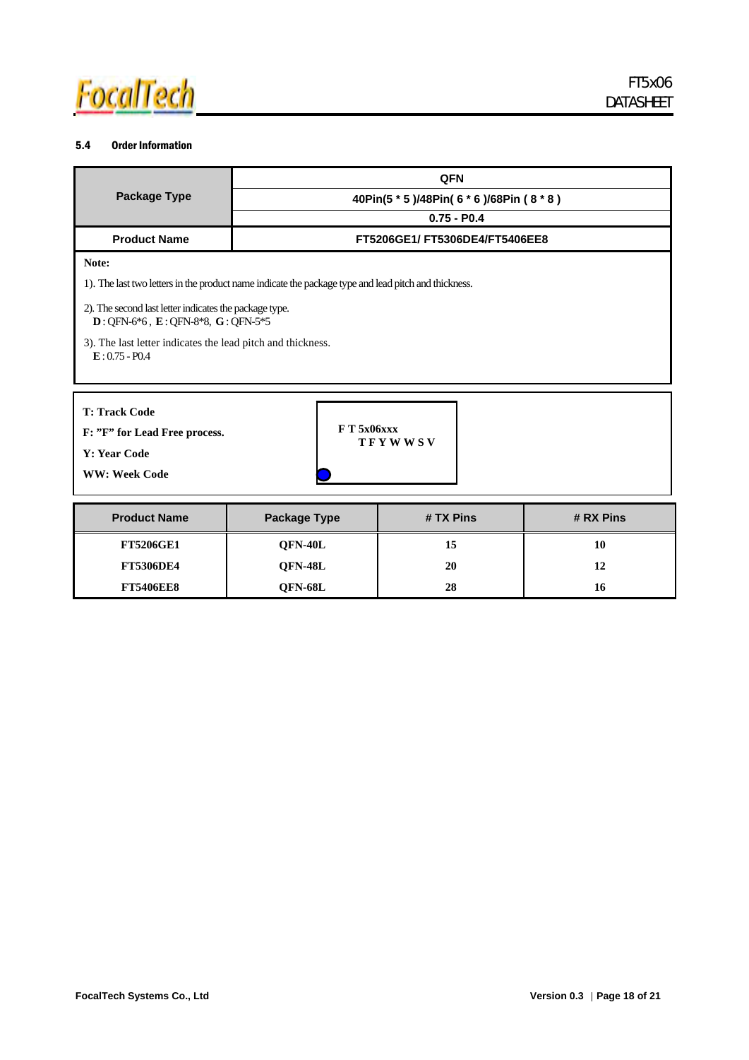### 5.4 Order Information

| Package Type | QFN |
|---|---|
| | 40Pin(5 * 5 )/48Pin( 6 * 6 )/68Pin ( 8 * 8 ) |
| | 0.75 - P0.4 |
| **Product Name** | **FT5206GE1/ FT5306DE4/FT5406EE8** |

**Note:**

1). The last two letters in the product name indicate the package type and lead pitch and thickness.

2). The second last letter indicates the package type.
**D** : QFN-6*6 , **E** : QFN-8*8, **G** : QFN-5*5

3). The last letter indicates the lead pitch and thickness.
**E** : 0.75 - P0.4

**T: Track Code**

**F: "F" for Lead Free process.**

**Y: Year Code**

**WW: Week Code**

```
F T 5x06xxx
  T F Y W W S V
```

| Product Name | Package Type | # TX Pins | # RX Pins |
|---|---|---|---|
| FT5206GE1 | QFN-40L | 15 | 10 |
| FT5306DE4 | QFN-48L | 20 | 12 |
| FT5406EE8 | QFN-68L | 28 | 16 |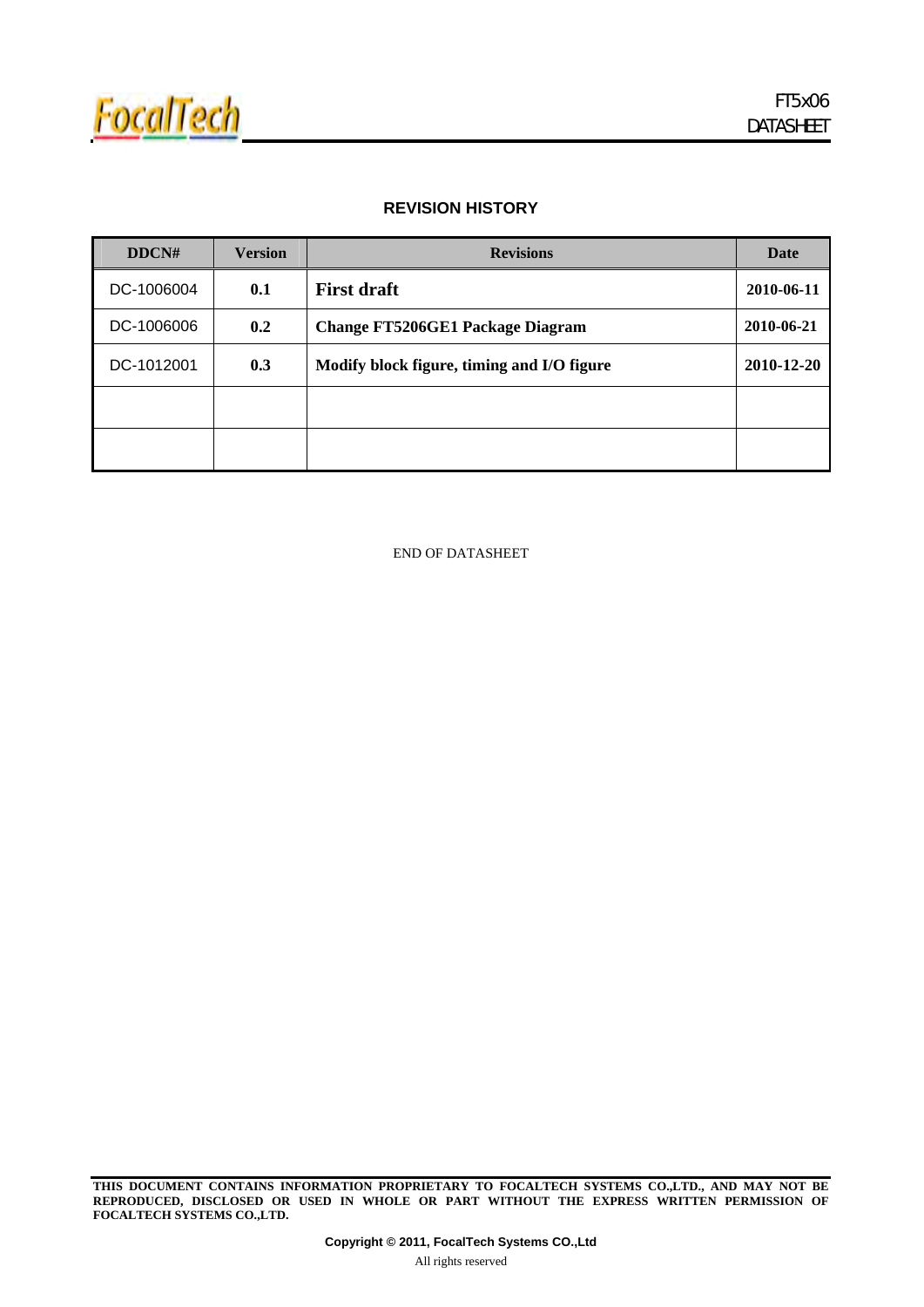## REVISION HISTORY

| DDCN# | Version | Revisions | Date |
|---|---|---|---|
| DC-1006004 | **0.1** | **First draft** | **2010-06-11** |
| DC-1006006 | **0.2** | **Change FT5206GE1 Package Diagram** | **2010-06-21** |
| DC-1012001 | **0.3** | **Modify block figure, timing and I/O figure** | **2010-12-20** |
| | | | |
| | | | |

END OF DATASHEET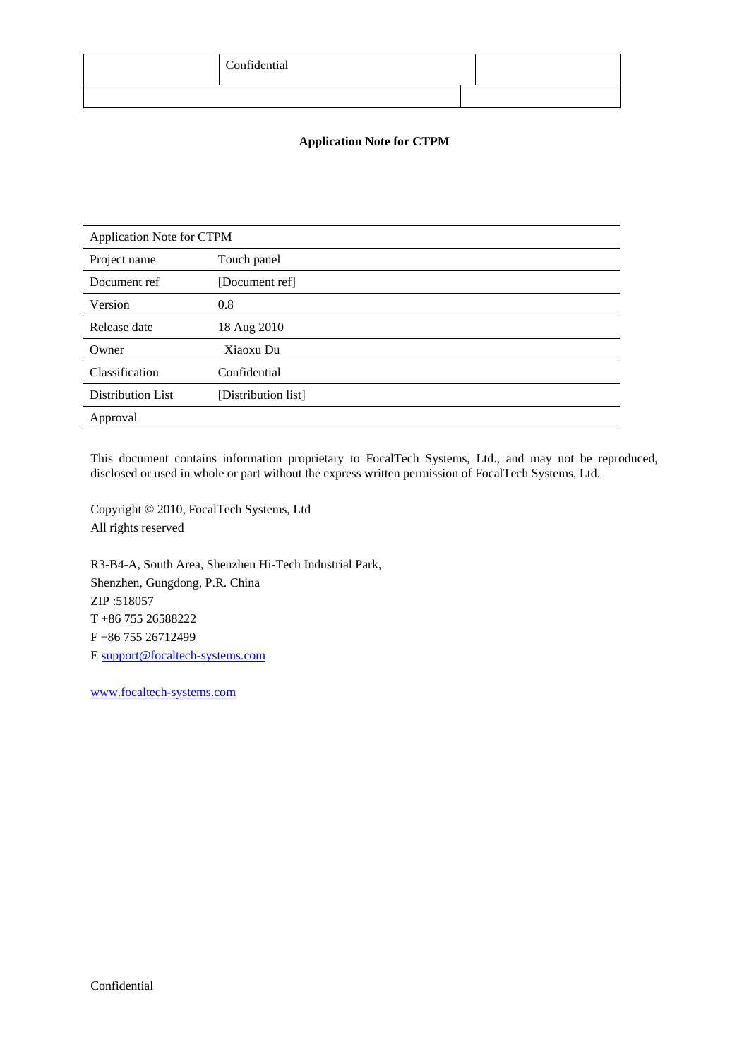| | Confidential | |
|---|---|---|
| | | |

**Application Note for CTPM**

| Application Note for CTPM | |
|---|---|
| Project name | Touch panel |
| Document ref | [Document ref] |
| Version | 0.8 |
| Release date | 18 Aug 2010 |
| Owner | Xiaoxu Du |
| Classification | Confidential |
| Distribution List | [Distribution list] |
| Approval | |

This document contains information proprietary to FocalTech Systems, Ltd., and may not be reproduced, disclosed or used in whole or part without the express written permission of FocalTech Systems, Ltd.

Copyright © 2010, FocalTech Systems, Ltd
All rights reserved

R3-B4-A, South Area, Shenzhen Hi-Tech Industrial Park,
Shenzhen, Gungdong, P.R. China
ZIP :518057
T +86 755 26588222
F +86 755 26712499
E support@focaltech-systems.com

www.focaltech-systems.com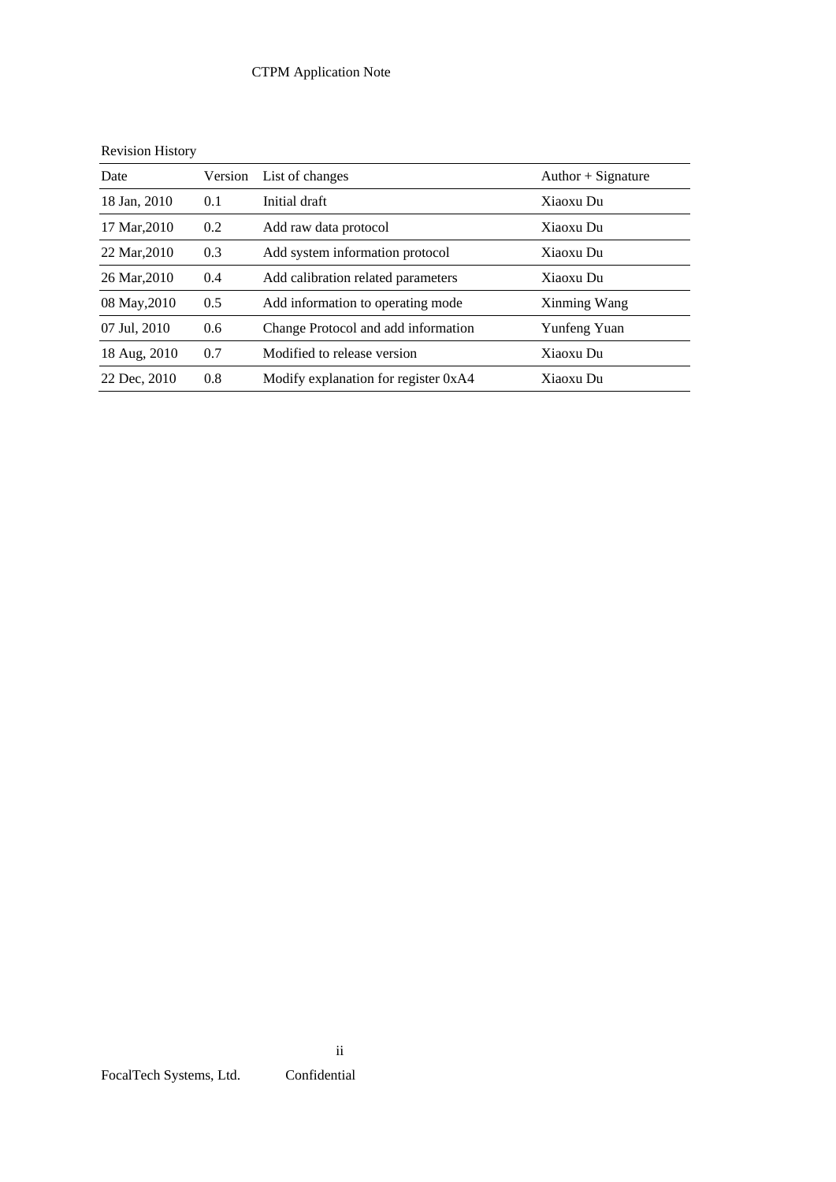Revision History

| Date | Version | List of changes | Author + Signature |
|---|---|---|---|
| 18 Jan, 2010 | 0.1 | Initial draft | Xiaoxu Du |
| 17 Mar,2010 | 0.2 | Add raw data protocol | Xiaoxu Du |
| 22 Mar,2010 | 0.3 | Add system information protocol | Xiaoxu Du |
| 26 Mar,2010 | 0.4 | Add calibration related parameters | Xiaoxu Du |
| 08 May,2010 | 0.5 | Add information to operating mode | Xinming Wang |
| 07 Jul, 2010 | 0.6 | Change Protocol and add information | Yunfeng Yuan |
| 18 Aug, 2010 | 0.7 | Modified to release version | Xiaoxu Du |
| 22 Dec, 2010 | 0.8 | Modify explanation for register 0xA4 | Xiaoxu Du |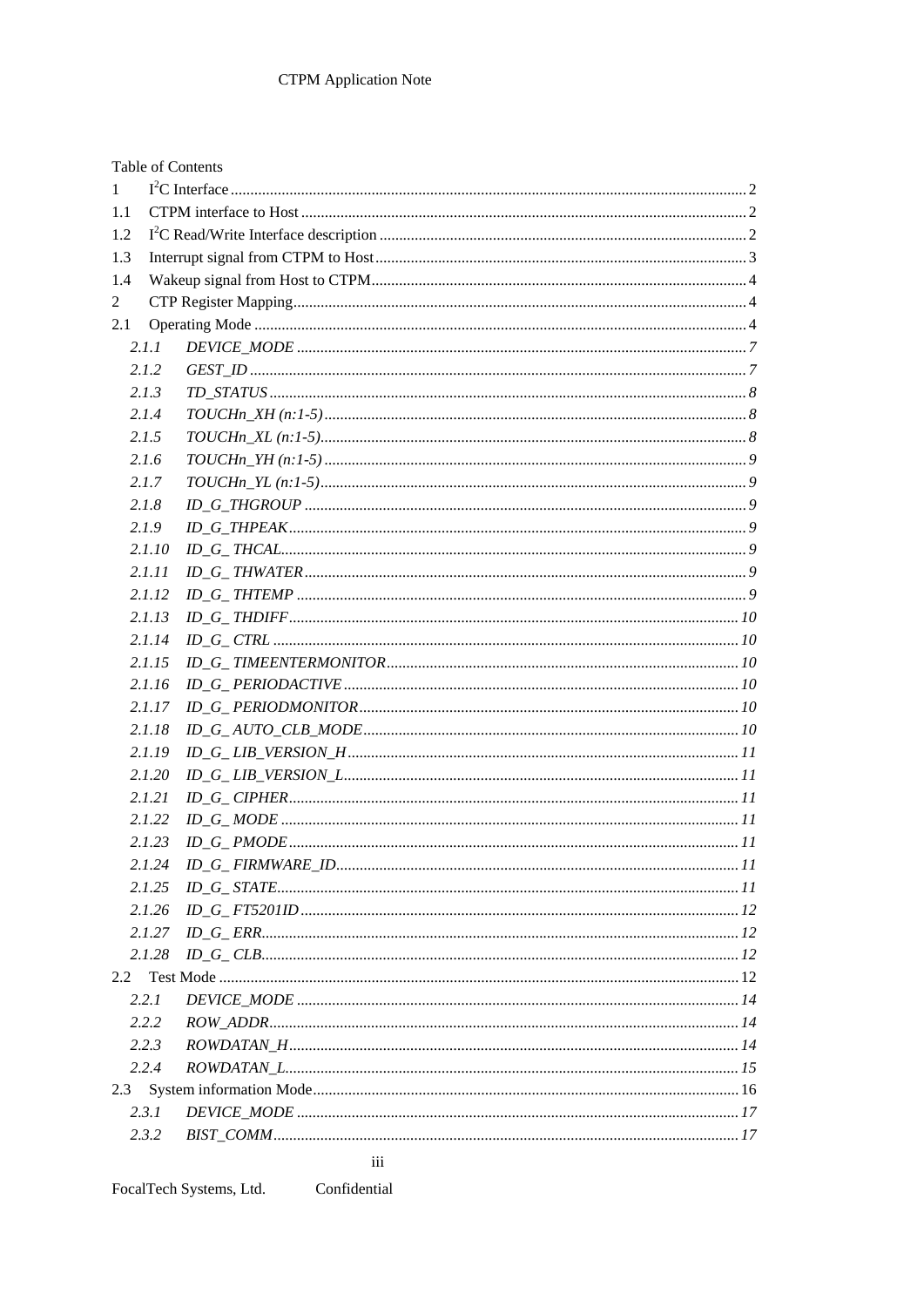Table of Contents

1 $I^2C$ Interface ........ 2

1.1 CTPM interface to Host ........ 2

1.2 $I^2C$ Read/Write Interface description ........ 2

1.3 Interrupt signal from CTPM to Host ........ 3

1.4 Wakeup signal from Host to CTPM ........ 4

2 CTP Register Mapping ........ 4

2.1 Operating Mode ........ 4

*2.1.1 DEVICE_MODE ........ 7*

*2.1.2 GEST_ID ........ 7*

*2.1.3 TD_STATUS ........ 8*

*2.1.4 TOUCHn_XH (n:1-5) ........ 8*

*2.1.5 TOUCHn_XL (n:1-5) ........ 8*

*2.1.6 TOUCHn_YH (n:1-5) ........ 9*

*2.1.7 TOUCHn_YL (n:1-5) ........ 9*

*2.1.8 ID_G_THGROUP ........ 9*

*2.1.9 ID_G_THPEAK ........ 9*

*2.1.10 ID_G_ THCAL ........ 9*

*2.1.11 ID_G_ THWATER ........ 9*

*2.1.12 ID_G_ THTEMP ........ 9*

*2.1.13 ID_G_ THDIFF ........ 10*

*2.1.14 ID_G_ CTRL ........ 10*

*2.1.15 ID_G_ TIMEENTERMONITOR ........ 10*

*2.1.16 ID_G_ PERIODACTIVE ........ 10*

*2.1.17 ID_G_ PERIODMONITOR ........ 10*

*2.1.18 ID_G_ AUTO_CLB_MODE ........ 10*

*2.1.19 ID_G_ LIB_VERSION_H ........ 11*

*2.1.20 ID_G_ LIB_VERSION_L ........ 11*

*2.1.21 ID_G_ CIPHER ........ 11*

*2.1.22 ID_G_ MODE ........ 11*

*2.1.23 ID_G_ PMODE ........ 11*

*2.1.24 ID_G_ FIRMWARE_ID ........ 11*

*2.1.25 ID_G_ STATE ........ 11*

*2.1.26 ID_G_ FT5201ID ........ 12*

*2.1.27 ID_G_ ERR ........ 12*

*2.1.28 ID_G_ CLB ........ 12*

2.2 Test Mode ........ 12

*2.2.1 DEVICE_MODE ........ 14*

*2.2.2 ROW_ADDR ........ 14*

*2.2.3 ROWDATAN_H ........ 14*

*2.2.4 ROWDATAN_L ........ 15*

2.3 System information Mode ........ 16

*2.3.1 DEVICE_MODE ........ 17*

*2.3.2 BIST_COMM ........ 17*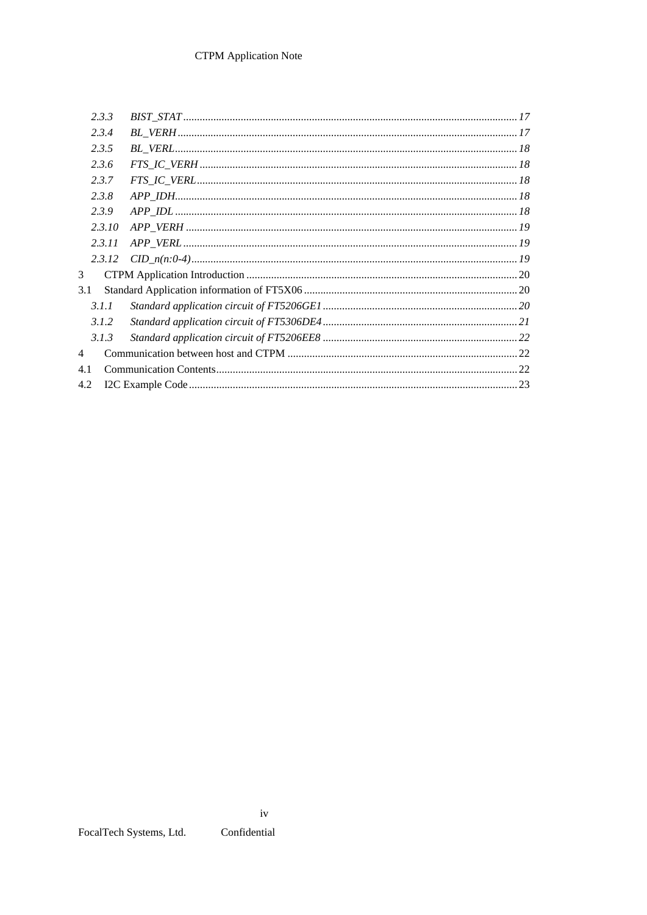*2.3.3 BIST_STAT ........................................................................................................................ 17*

*2.3.4 BL_VERH .......................................................................................................................... 17*

*2.3.5 BL_VERL........................................................................................................................... 18*

*2.3.6 FTS_IC_VERH .................................................................................................................. 18*

*2.3.7 FTS_IC_VERL................................................................................................................... 18*

*2.3.8 APP_IDH........................................................................................................................... 18*

*2.3.9 APP_IDL ........................................................................................................................... 18*

*2.3.10 APP_VERH ....................................................................................................................... 19*

*2.3.11 APP_VERL ........................................................................................................................ 19*

*2.3.12 CID_n(n:0-4)..................................................................................................................... 19*

3 CTPM Application Introduction ................................................................................................. 20

3.1 Standard Application information of FT5X06 ............................................................................ 20

*3.1.1 Standard application circuit of FT5206GE1 ...................................................................... 20*

*3.1.2 Standard application circuit of FT5306DE4 ...................................................................... 21*

*3.1.3 Standard application circuit of FT5206EE8 ...................................................................... 22*

4 Communication between host and CTPM ................................................................................... 22

4.1 Communication Contents............................................................................................................ 22

4.2 I2C Example Code ...................................................................................................................... 23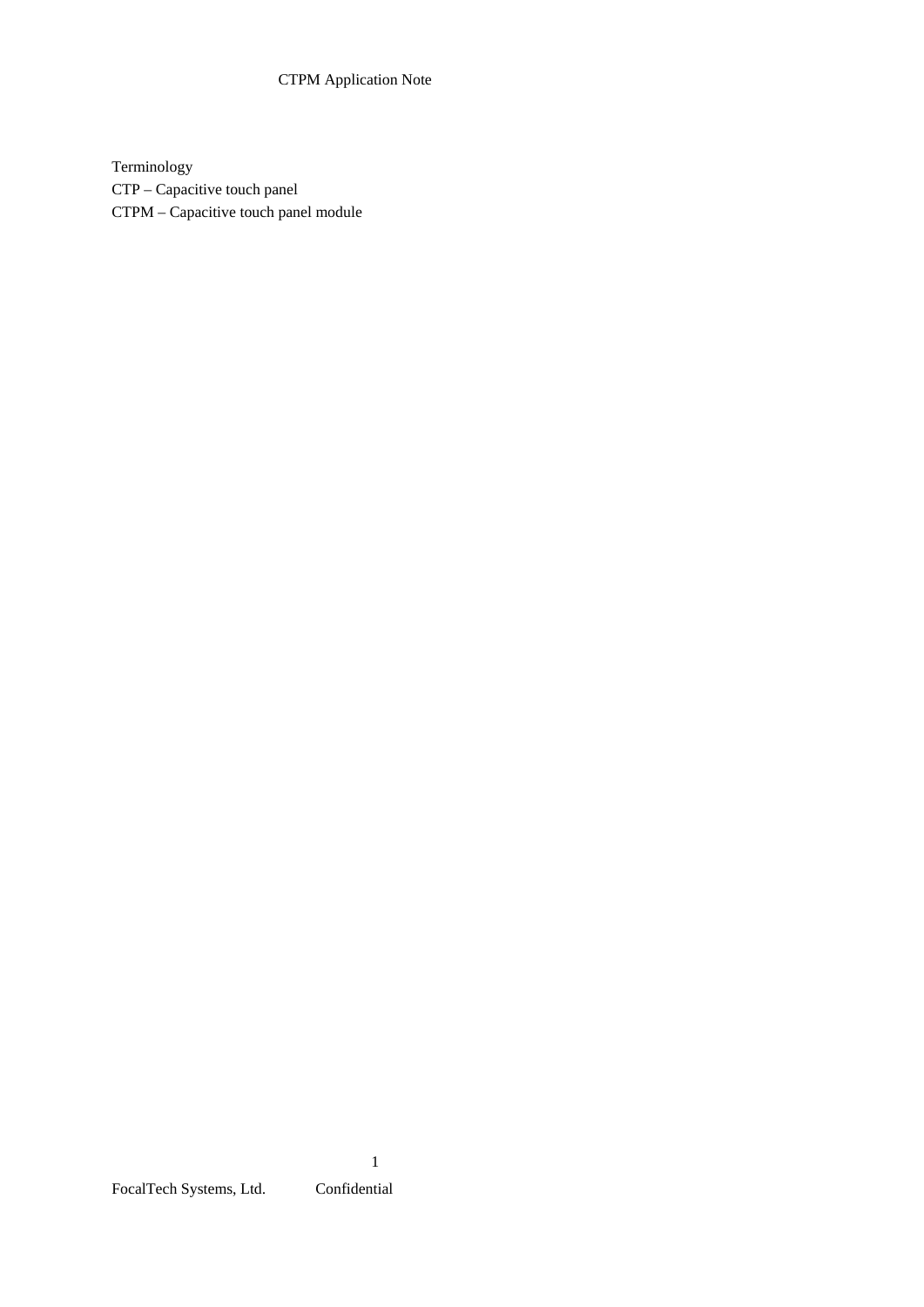Terminology

CTP – Capacitive touch panel

CTPM – Capacitive touch panel module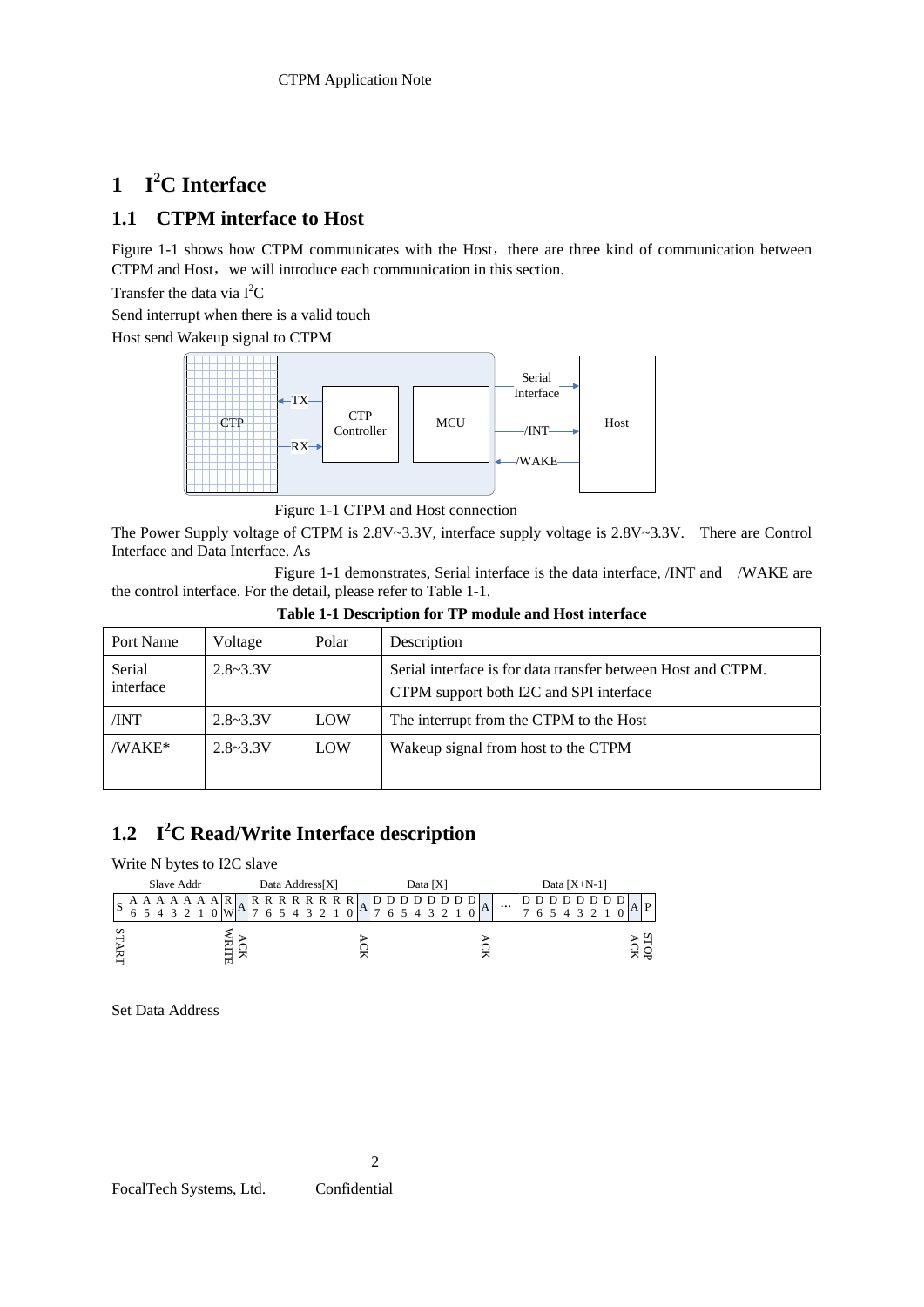# 1 I²C Interface

## 1.1 CTPM interface to Host

Figure 1-1 shows how CTPM communicates with the Host，there are three kind of communication between CTPM and Host，we will introduce each communication in this section.

Transfer the data via I²C

Send interrupt when there is a valid touch

Host send Wakeup signal to CTPM

Figure 1-1 CTPM and Host connection

The Power Supply voltage of CTPM is 2.8V~3.3V, interface supply voltage is 2.8V~3.3V. There are Control Interface and Data Interface. As

Figure 1-1 demonstrates, Serial interface is the data interface, /INT and /WAKE are the control interface. For the detail, please refer to Table 1-1.

**Table 1-1 Description for TP module and Host interface**

| Port Name | Voltage | Polar | Description |
|---|---|---|---|
| Serial interface | 2.8~3.3V | | Serial interface is for data transfer between Host and CTPM. CTPM support both I2C and SPI interface |
| /INT | 2.8~3.3V | LOW | The interrupt from the CTPM to the Host |
| /WAKE* | 2.8~3.3V | LOW | Wakeup signal from host to the CTPM |
| | | | |

## 1.2 I²C Read/Write Interface description

Write N bytes to I2C slave

| | Slave Addr | | | Data Address[X] | | Data [X] | | ... | Data [X+N-1] | | |
|---|---|---|---|---|---|---|---|---|---|---|---|
| S | A6 A5 A4 A3 A2 A1 A0 | R/W | A | R7 R6 R5 R4 R3 R2 R1 R0 | A | D7 D6 D5 D4 D3 D2 D1 D0 | A | ... | D7 D6 D5 D4 D3 D2 D1 D0 | A | P |
| START | | WRITE | ACK | | ACK | | ACK | | | ACK | STOP |

Set Data Address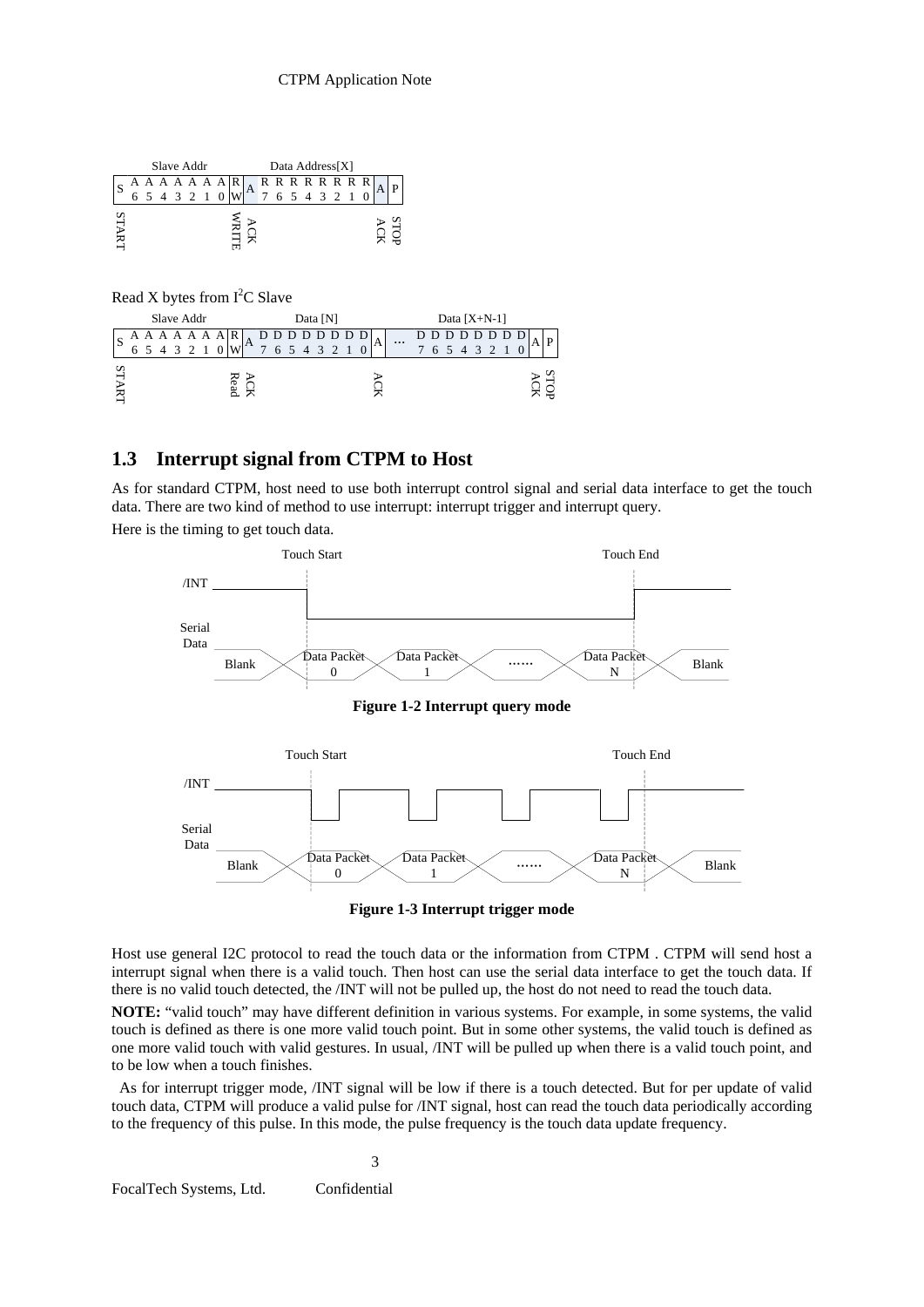| | Slave Addr | | | | | | | | | Data Address[X] | | | | | | | | | |
|---|---|---|---|---|---|---|---|---|---|---|---|---|---|---|---|---|---|---|---|
| S | A6 | A5 | A4 | A3 | A2 | A1 | A0 | R/W | A | R7 | R6 | R5 | R4 | R3 | R2 | R1 | R0 | A | P |
| START | | | | | | | | WRITE | ACK | | | | | | | | | ACK | STOP |

Read X bytes from I[2]C Slave

| | Slave Addr | | | | | | | | | Data [N] | | | | | | | | | | Data [X+N-1] | | | | | | | | | |
|---|---|---|---|---|---|---|---|---|---|---|---|---|---|---|---|---|---|---|---|---|---|---|---|---|---|---|---|---|---|
| S | A6 | A5 | A4 | A3 | A2 | A1 | A0 | R/W | A | D7 | D6 | D5 | D4 | D3 | D2 | D1 | D0 | A | … | D7 | D6 | D5 | D4 | D3 | D2 | D1 | D0 | A | P |
| START | | | | | | | | Read | ACK | | | | | | | | | ACK | | | | | | | | | | ACK | STOP |

## 1.3 Interrupt signal from CTPM to Host

As for standard CTPM, host need to use both interrupt control signal and serial data interface to get the touch data. There are two kind of method to use interrupt: interrupt trigger and interrupt query.

Here is the timing to get touch data.

**Figure 1-2 Interrupt query mode**

**Figure 1-3 Interrupt trigger mode**

Host use general I2C protocol to read the touch data or the information from CTPM . CTPM will send host a interrupt signal when there is a valid touch. Then host can use the serial data interface to get the touch data. If there is no valid touch detected, the /INT will not be pulled up, the host do not need to read the touch data.

**NOTE:** "valid touch" may have different definition in various systems. For example, in some systems, the valid touch is defined as there is one more valid touch point. But in some other systems, the valid touch is defined as one more valid touch with valid gestures. In usual, /INT will be pulled up when there is a valid touch point, and to be low when a touch finishes.

As for interrupt trigger mode, /INT signal will be low if there is a touch detected. But for per update of valid touch data, CTPM will produce a valid pulse for /INT signal, host can read the touch data periodically according to the frequency of this pulse. In this mode, the pulse frequency is the touch data update frequency.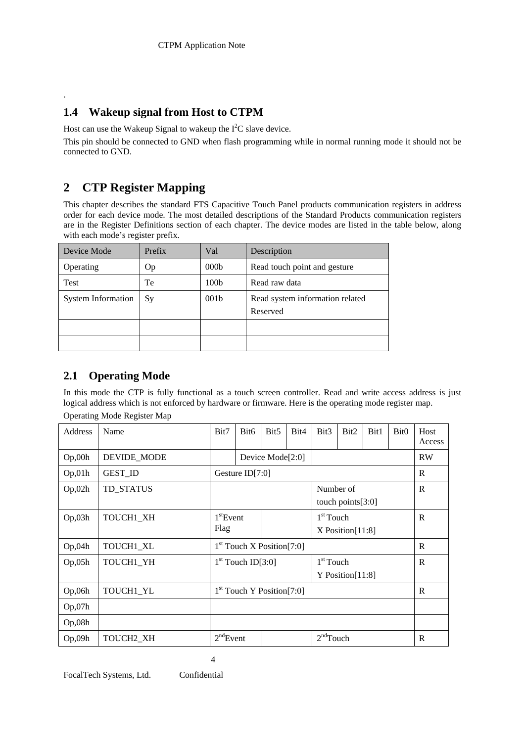.

## 1.4 Wakeup signal from Host to CTPM

Host can use the Wakeup Signal to wakeup the I$^2$C slave device.

This pin should be connected to GND when flash programming while in normal running mode it should not be connected to GND.

# 2 CTP Register Mapping

This chapter describes the standard FTS Capacitive Touch Panel products communication registers in address order for each device mode. The most detailed descriptions of the Standard Products communication registers are in the Register Definitions section of each chapter. The device modes are listed in the table below, along with each mode's register prefix.

| Device Mode | Prefix | Val | Description |
|---|---|---|---|
| Operating | Op | 000b | Read touch point and gesture |
| Test | Te | 100b | Read raw data |
| System Information | Sy | 001b | Read system information related Reserved |
| | | | |
| | | | |

## 2.1 Operating Mode

In this mode the CTP is fully functional as a touch screen controller. Read and write access address is just logical address which is not enforced by hardware or firmware. Here is the operating mode register map.

Operating Mode Register Map

| Address | Name | Bit7 | Bit6 | Bit5 | Bit4 | Bit3 | Bit2 | Bit1 | Bit0 | Host Access |
|---|---|---|---|---|---|---|---|---|---|---|
| Op,00h | DEVIDE_MODE | | Device Mode[2:0] | | | | | | | RW |
| Op,01h | GEST_ID | Gesture ID[7:0] | | | | | | | | R |
| Op,02h | TD_STATUS | | | | | Number of touch points[3:0] | | | | R |
| Op,03h | TOUCH1_XH | 1st Event Flag | | | | 1st Touch X Position[11:8] | | | | R |
| Op,04h | TOUCH1_XL | 1st Touch X Position[7:0] | | | | | | | | R |
| Op,05h | TOUCH1_YH | 1st Touch ID[3:0] | | | | 1st Touch Y Position[11:8] | | | | R |
| Op,06h | TOUCH1_YL | 1st Touch Y Position[7:0] | | | | | | | | R |
| Op,07h | | | | | | | | | | |
| Op,08h | | | | | | | | | | |
| Op,09h | TOUCH2_XH | 2nd Event | | | | 2nd Touch | | | | R |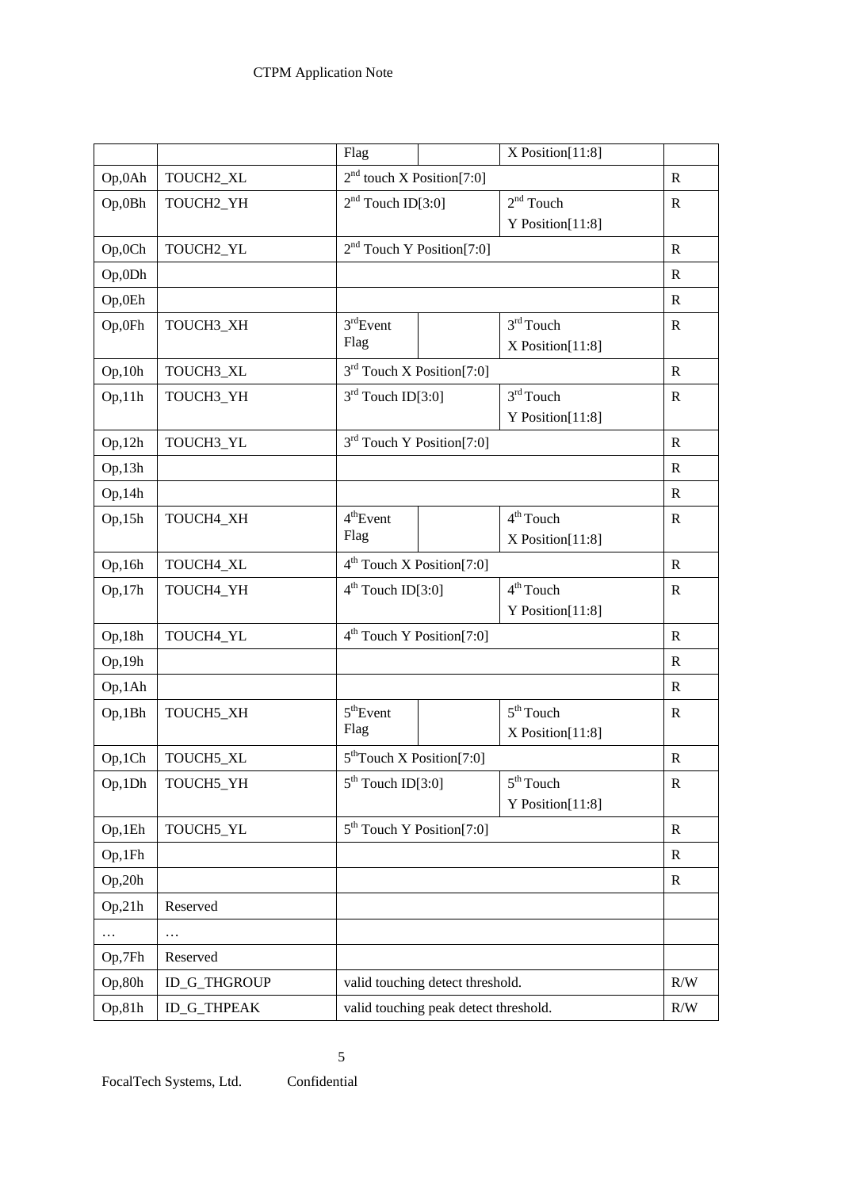| | | Flag | | X Position[11:8] | |
|---|---|---|---|---|---|
| Op,0Ah | TOUCH2_XL | 2nd touch X Position[7:0] | | | R |
| Op,0Bh | TOUCH2_YH | 2nd Touch ID[3:0] | | 2nd Touch Y Position[11:8] | R |
| Op,0Ch | TOUCH2_YL | 2nd Touch Y Position[7:0] | | | R |
| Op,0Dh | | | | | R |
| Op,0Eh | | | | | R |
| Op,0Fh | TOUCH3_XH | 3rdEvent Flag | | 3rd Touch X Position[11:8] | R |
| Op,10h | TOUCH3_XL | 3rd Touch X Position[7:0] | | | R |
| Op,11h | TOUCH3_YH | 3rd Touch ID[3:0] | | 3rd Touch Y Position[11:8] | R |
| Op,12h | TOUCH3_YL | 3rd Touch Y Position[7:0] | | | R |
| Op,13h | | | | | R |
| Op,14h | | | | | R |
| Op,15h | TOUCH4_XH | 4thEvent Flag | | 4th Touch X Position[11:8] | R |
| Op,16h | TOUCH4_XL | 4th Touch X Position[7:0] | | | R |
| Op,17h | TOUCH4_YH | 4th Touch ID[3:0] | | 4th Touch Y Position[11:8] | R |
| Op,18h | TOUCH4_YL | 4th Touch Y Position[7:0] | | | R |
| Op,19h | | | | | R |
| Op,1Ah | | | | | R |
| Op,1Bh | TOUCH5_XH | 5thEvent Flag | | 5th Touch X Position[11:8] | R |
| Op,1Ch | TOUCH5_XL | 5thTouch X Position[7:0] | | | R |
| Op,1Dh | TOUCH5_YH | 5th Touch ID[3:0] | | 5th Touch Y Position[11:8] | R |
| Op,1Eh | TOUCH5_YL | 5th Touch Y Position[7:0] | | | R |
| Op,1Fh | | | | | R |
| Op,20h | | | | | R |
| Op,21h | Reserved | | | | |
| … | … | | | | |
| Op,7Fh | Reserved | | | | |
| Op,80h | ID_G_THGROUP | valid touching detect threshold. | | | R/W |
| Op,81h | ID_G_THPEAK | valid touching peak detect threshold. | | | R/W |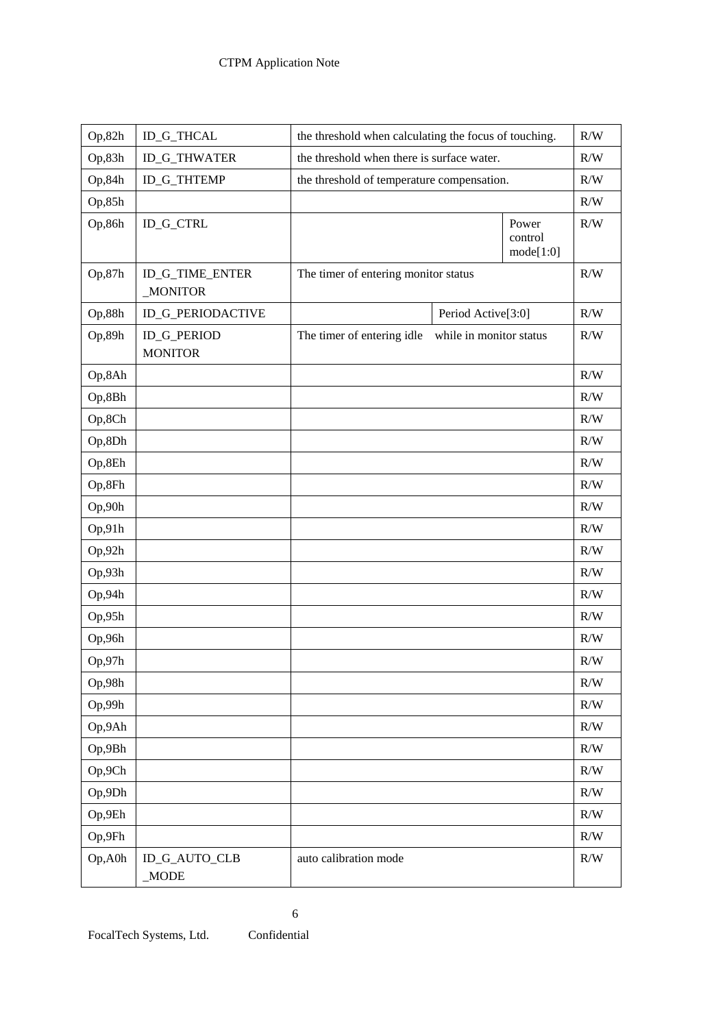| | | | | |
|---|---|---|---|---|
| Op,82h | ID_G_THCAL | the threshold when calculating the focus of touching. | | R/W |
| Op,83h | ID_G_THWATER | the threshold when there is surface water. | | R/W |
| Op,84h | ID_G_THTEMP | the threshold of temperature compensation. | | R/W |
| Op,85h | | | | R/W |
| Op,86h | ID_G_CTRL | | Power control mode[1:0] | R/W |
| Op,87h | ID_G_TIME_ENTER_MONITOR | The timer of entering monitor status | | R/W |
| Op,88h | ID_G_PERIODACTIVE | | Period Active[3:0] | R/W |
| Op,89h | ID_G_PERIOD MONITOR | The timer of entering idle while in monitor status | | R/W |
| Op,8Ah | | | | R/W |
| Op,8Bh | | | | R/W |
| Op,8Ch | | | | R/W |
| Op,8Dh | | | | R/W |
| Op,8Eh | | | | R/W |
| Op,8Fh | | | | R/W |
| Op,90h | | | | R/W |
| Op,91h | | | | R/W |
| Op,92h | | | | R/W |
| Op,93h | | | | R/W |
| Op,94h | | | | R/W |
| Op,95h | | | | R/W |
| Op,96h | | | | R/W |
| Op,97h | | | | R/W |
| Op,98h | | | | R/W |
| Op,99h | | | | R/W |
| Op,9Ah | | | | R/W |
| Op,9Bh | | | | R/W |
| Op,9Ch | | | | R/W |
| Op,9Dh | | | | R/W |
| Op,9Eh | | | | R/W |
| Op,9Fh | | | | R/W |
| Op,A0h | ID_G_AUTO_CLB_MODE | auto calibration mode | | R/W |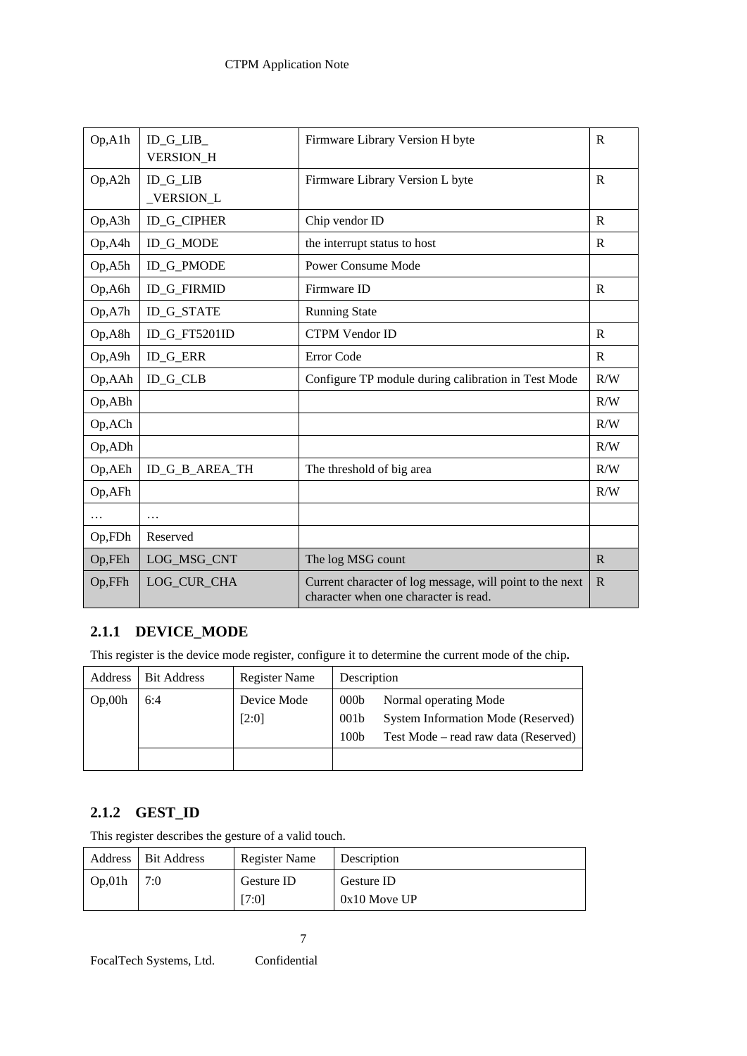| | | | |
|---|---|---|---|
| Op,A1h | ID_G_LIB_ VERSION_H | Firmware Library Version H byte | R |
| Op,A2h | ID_G_LIB _VERSION_L | Firmware Library Version L byte | R |
| Op,A3h | ID_G_CIPHER | Chip vendor ID | R |
| Op,A4h | ID_G_MODE | the interrupt status to host | R |
| Op,A5h | ID_G_PMODE | Power Consume Mode | |
| Op,A6h | ID_G_FIRMID | Firmware ID | R |
| Op,A7h | ID_G_STATE | Running State | |
| Op,A8h | ID_G_FT5201ID | CTPM Vendor ID | R |
| Op,A9h | ID_G_ERR | Error Code | R |
| Op,AAh | ID_G_CLB | Configure TP module during calibration in Test Mode | R/W |
| Op,ABh | | | R/W |
| Op,ACh | | | R/W |
| Op,ADh | | | R/W |
| Op,AEh | ID_G_B_AREA_TH | The threshold of big area | R/W |
| Op,AFh | | | R/W |
| … | … | | |
| Op,FDh | Reserved | | |
| Op,FEh | LOG_MSG_CNT | The log MSG count | R |
| Op,FFh | LOG_CUR_CHA | Current character of log message, will point to the next character when one character is read. | R |

### 2.1.1 DEVICE_MODE

This register is the device mode register, configure it to determine the current mode of the chip**.**

| Address | Bit Address | Register Name | Description |
|---|---|---|---|
| Op,00h | 6:4 | Device Mode [2:0] | 000b Normal operating Mode<br>001b System Information Mode (Reserved)<br>100b Test Mode – read raw data (Reserved) |
| | | | |

### 2.1.2 GEST_ID

This register describes the gesture of a valid touch.

| Address | Bit Address | Register Name | Description |
|---|---|---|---|
| Op,01h | 7:0 | Gesture ID [7:0] | Gesture ID<br>0x10 Move UP |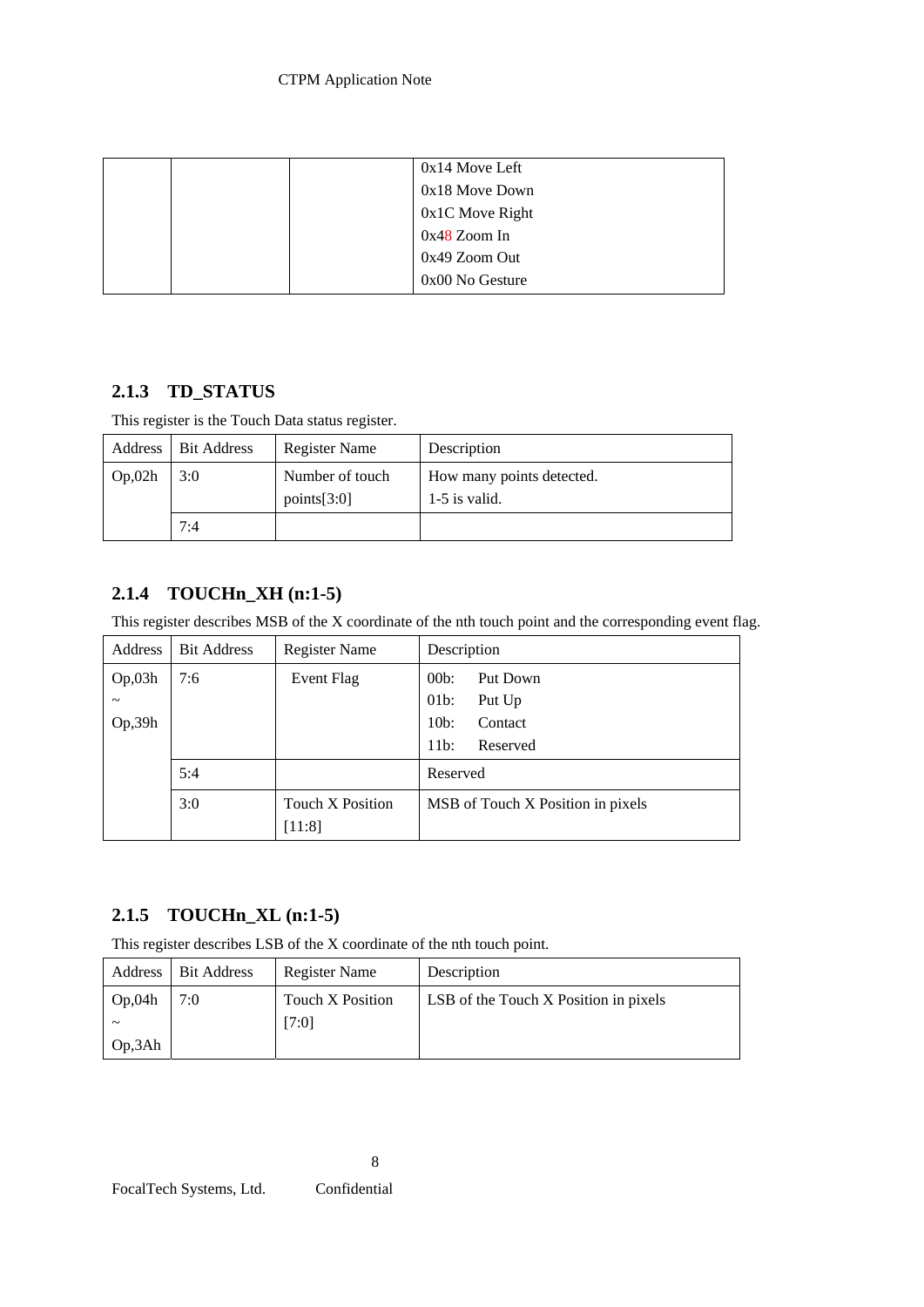| | | | 0x14 Move Left<br>0x18 Move Down<br>0x1C Move Right<br>0x48 Zoom In<br>0x49 Zoom Out<br>0x00 No Gesture |
|---|---|---|---|

### 2.1.3 TD_STATUS

This register is the Touch Data status register.

| Address | Bit Address | Register Name | Description |
|---|---|---|---|
| Op,02h | 3:0 | Number of touch points[3:0] | How many points detected.<br>1-5 is valid. |
| | 7:4 | | |

### 2.1.4 TOUCHn_XH (n:1-5)

This register describes MSB of the X coordinate of the nth touch point and the corresponding event flag.

| Address | Bit Address | Register Name | Description |
|---|---|---|---|
| Op,03h<br>~<br>Op,39h | 7:6 | Event Flag | 00b: Put Down<br>01b: Put Up<br>10b: Contact<br>11b: Reserved |
| | 5:4 | | Reserved |
| | 3:0 | Touch X Position [11:8] | MSB of Touch X Position in pixels |

### 2.1.5 TOUCHn_XL (n:1-5)

This register describes LSB of the X coordinate of the nth touch point.

| Address | Bit Address | Register Name | Description |
|---|---|---|---|
| Op,04h<br>~<br>Op,3Ah | 7:0 | Touch X Position [7:0] | LSB of the Touch X Position in pixels |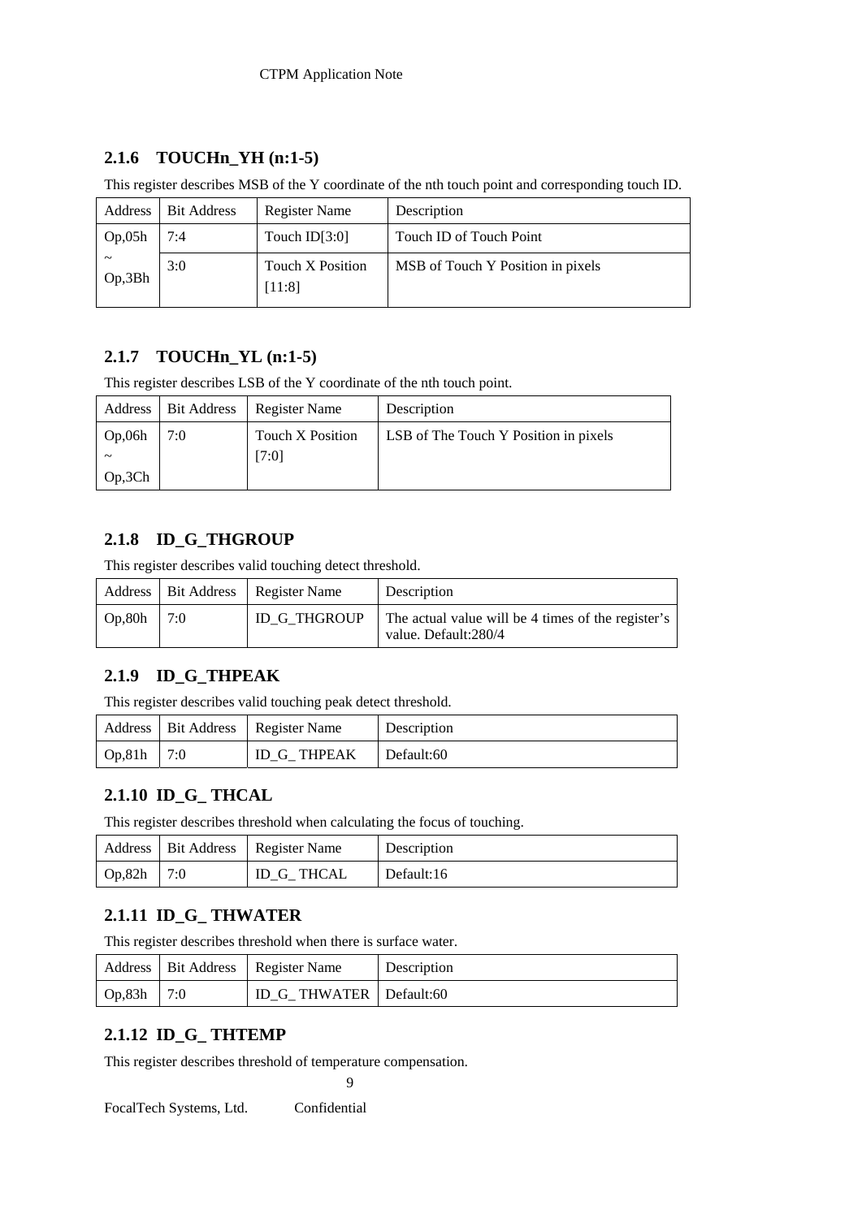### 2.1.6 TOUCHn_YH (n:1-5)

This register describes MSB of the Y coordinate of the nth touch point and corresponding touch ID.

| Address | Bit Address | Register Name | Description |
|---|---|---|---|
| Op,05h ~ Op,3Bh | 7:4 | Touch ID[3:0] | Touch ID of Touch Point |
| | 3:0 | Touch X Position [11:8] | MSB of Touch Y Position in pixels |

### 2.1.7 TOUCHn_YL (n:1-5)

This register describes LSB of the Y coordinate of the nth touch point.

| Address | Bit Address | Register Name | Description |
|---|---|---|---|
| Op,06h ~ Op,3Ch | 7:0 | Touch X Position [7:0] | LSB of The Touch Y Position in pixels |

### 2.1.8 ID_G_THGROUP

This register describes valid touching detect threshold.

| Address | Bit Address | Register Name | Description |
|---|---|---|---|
| Op,80h | 7:0 | ID_G_THGROUP | The actual value will be 4 times of the register's value. Default:280/4 |

### 2.1.9 ID_G_THPEAK

This register describes valid touching peak detect threshold.

| Address | Bit Address | Register Name | Description |
|---|---|---|---|
| Op,81h | 7:0 | ID_G_ THPEAK | Default:60 |

### 2.1.10 ID_G_ THCAL

This register describes threshold when calculating the focus of touching.

| Address | Bit Address | Register Name | Description |
|---|---|---|---|
| Op,82h | 7:0 | ID_G_ THCAL | Default:16 |

### 2.1.11 ID_G_ THWATER

This register describes threshold when there is surface water.

| Address | Bit Address | Register Name | Description |
|---|---|---|---|
| Op,83h | 7:0 | ID_G_ THWATER | Default:60 |

### 2.1.12 ID_G_ THTEMP

This register describes threshold of temperature compensation.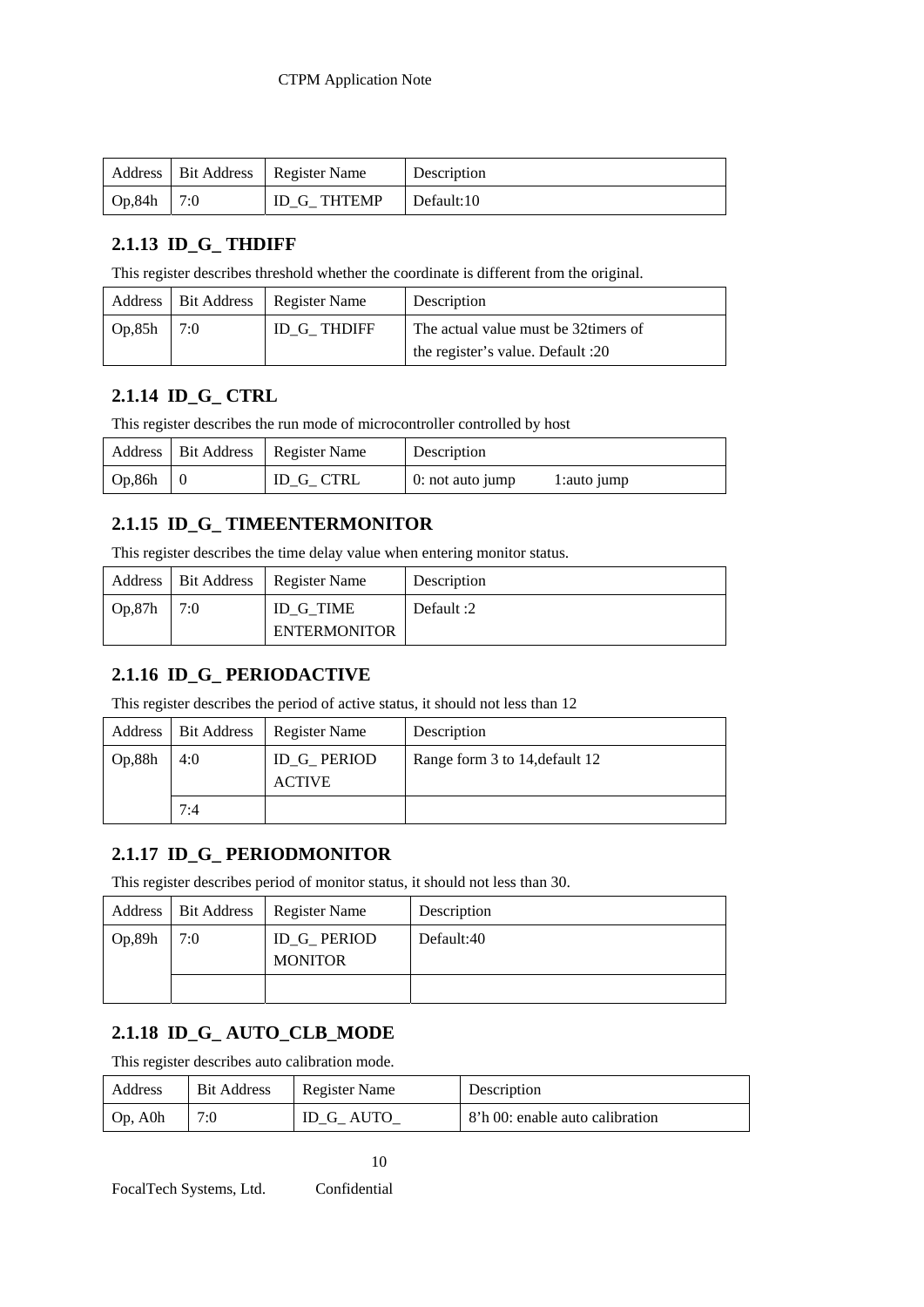| Address | Bit Address | Register Name | Description |
|---|---|---|---|
| Op,84h | 7:0 | ID_G_ THTEMP | Default:10 |

### 2.1.13 ID_G_ THDIFF

This register describes threshold whether the coordinate is different from the original.

| Address | Bit Address | Register Name | Description |
|---|---|---|---|
| Op,85h | 7:0 | ID_G_ THDIFF | The actual value must be 32timers of the register's value. Default :20 |

### 2.1.14 ID_G_ CTRL

This register describes the run mode of microcontroller controlled by host

| Address | Bit Address | Register Name | Description |
|---|---|---|---|
| Op,86h | 0 | ID_G_ CTRL | 0: not auto jump    1:auto jump |

### 2.1.15 ID_G_ TIMEENTERMONITOR

This register describes the time delay value when entering monitor status.

| Address | Bit Address | Register Name | Description |
|---|---|---|---|
| Op,87h | 7:0 | ID_G_TIME ENTERMONITOR | Default :2 |

### 2.1.16 ID_G_ PERIODACTIVE

This register describes the period of active status, it should not less than 12

| Address | Bit Address | Register Name | Description |
|---|---|---|---|
| Op,88h | 4:0 | ID_G_ PERIOD ACTIVE | Range form 3 to 14,default 12 |
| | 7:4 | | |

### 2.1.17 ID_G_ PERIODMONITOR

This register describes period of monitor status, it should not less than 30.

| Address | Bit Address | Register Name | Description |
|---|---|---|---|
| Op,89h | 7:0 | ID_G_ PERIOD MONITOR | Default:40 |
| | | | |

### 2.1.18 ID_G_ AUTO_CLB_MODE

This register describes auto calibration mode.

| Address | Bit Address | Register Name | Description |
|---|---|---|---|
| Op, A0h | 7:0 | ID_G_ AUTO_ | 8'h 00: enable auto calibration |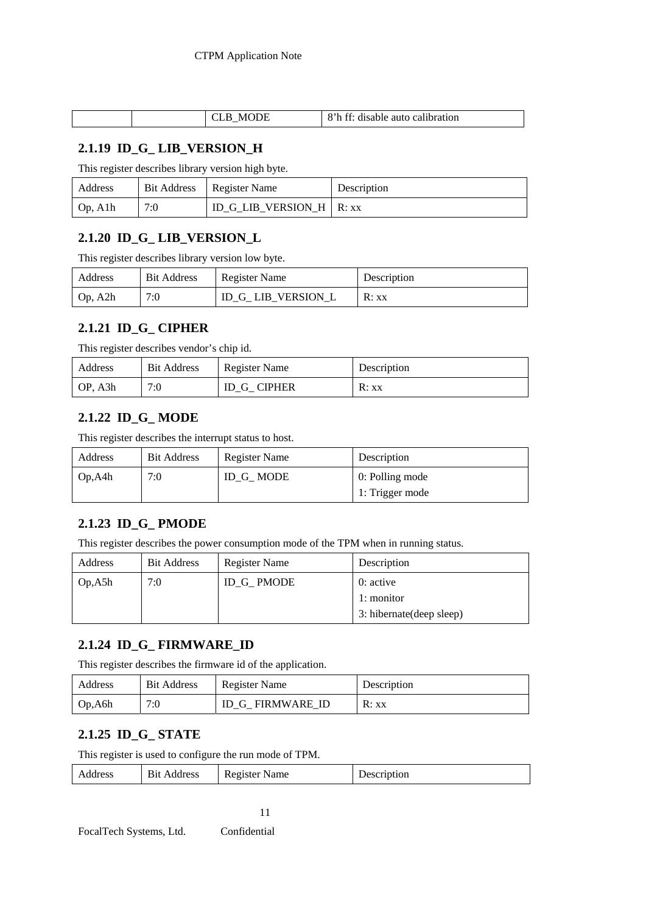| | | CLB_MODE | 8’h ff: disable auto calibration |
|---|---|---|---|

### 2.1.19 ID_G_ LIB_VERSION_H

This register describes library version high byte.

| Address | Bit Address | Register Name | Description |
|---|---|---|---|
| Op, A1h | 7:0 | ID_G_LIB_VERSION_H | R: xx |

### 2.1.20 ID_G_ LIB_VERSION_L

This register describes library version low byte.

| Address | Bit Address | Register Name | Description |
|---|---|---|---|
| Op, A2h | 7:0 | ID_G_ LIB_VERSION_L | R: xx |

### 2.1.21 ID_G_ CIPHER

This register describes vendor’s chip id.

| Address | Bit Address | Register Name | Description |
|---|---|---|---|
| OP, A3h | 7:0 | ID_G_ CIPHER | R: xx |

### 2.1.22 ID_G_ MODE

This register describes the interrupt status to host.

| Address | Bit Address | Register Name | Description |
|---|---|---|---|
| Op,A4h | 7:0 | ID_G_ MODE | 0: Polling mode<br>1: Trigger mode |

### 2.1.23 ID_G_ PMODE

This register describes the power consumption mode of the TPM when in running status.

| Address | Bit Address | Register Name | Description |
|---|---|---|---|
| Op,A5h | 7:0 | ID_G_ PMODE | 0: active<br>1: monitor<br>3: hibernate(deep sleep) |

### 2.1.24 ID_G_ FIRMWARE_ID

This register describes the firmware id of the application.

| Address | Bit Address | Register Name | Description |
|---|---|---|---|
| Op,A6h | 7:0 | ID_G_ FIRMWARE_ID | R: xx |

### 2.1.25 ID_G_ STATE

This register is used to configure the run mode of TPM.

| Address | Bit Address | Register Name | Description |
|---|---|---|---|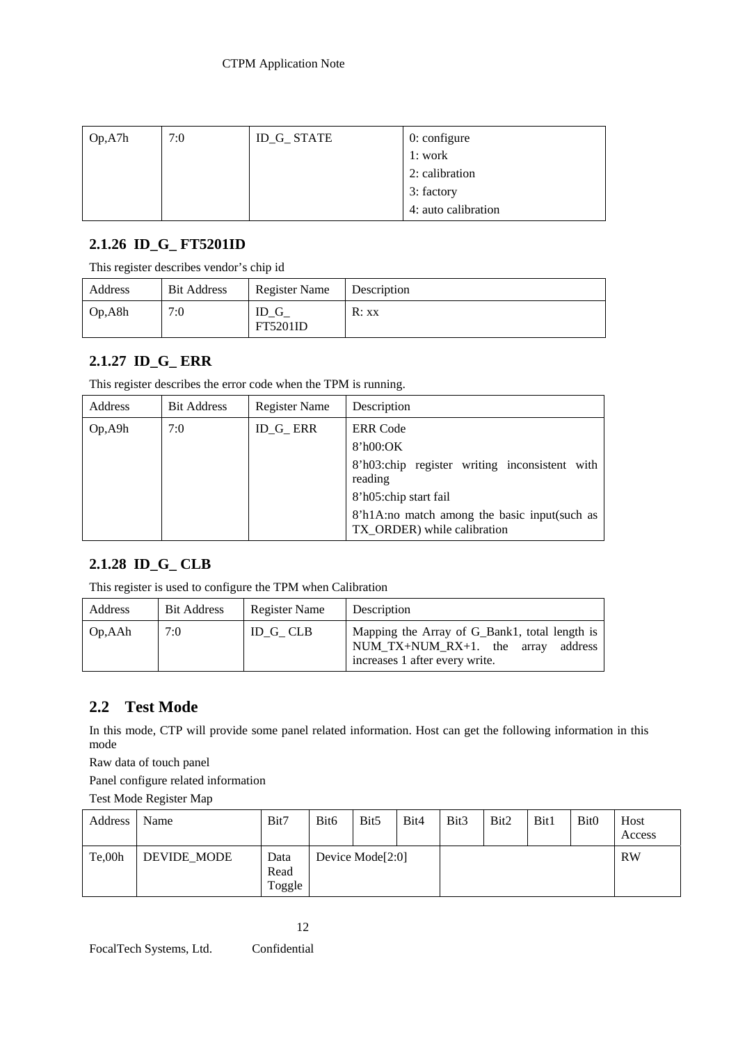| Op,A7h | 7:0 | ID_G_ STATE | 0: configure<br>1: work<br>2: calibration<br>3: factory<br>4: auto calibration |
|---|---|---|---|

### 2.1.26 ID_G_ FT5201ID

This register describes vendor's chip id

| Address | Bit Address | Register Name | Description |
|---|---|---|---|
| Op,A8h | 7:0 | ID_G_ FT5201ID | R: xx |

### 2.1.27 ID_G_ ERR

This register describes the error code when the TPM is running.

| Address | Bit Address | Register Name | Description |
|---|---|---|---|
| Op,A9h | 7:0 | ID_G_ ERR | ERR Code<br>8'h00:OK<br>8'h03:chip register writing inconsistent with reading<br>8'h05:chip start fail<br>8'h1A:no match among the basic input(such as TX_ORDER) while calibration |

### 2.1.28 ID_G_ CLB

This register is used to configure the TPM when Calibration

| Address | Bit Address | Register Name | Description |
|---|---|---|---|
| Op,AAh | 7:0 | ID_G_ CLB | Mapping the Array of G_Bank1, total length is NUM_TX+NUM_RX+1. the array address increases 1 after every write. |

## 2.2 Test Mode

In this mode, CTP will provide some panel related information. Host can get the following information in this mode

Raw data of touch panel

Panel configure related information

Test Mode Register Map

| Address | Name | Bit7 | Bit6 | Bit5 | Bit4 | Bit3 | Bit2 | Bit1 | Bit0 | Host Access |
|---|---|---|---|---|---|---|---|---|---|---|
| Te,00h | DEVIDE_MODE | Data Read Toggle | Device Mode[2:0] | | | | | | | RW |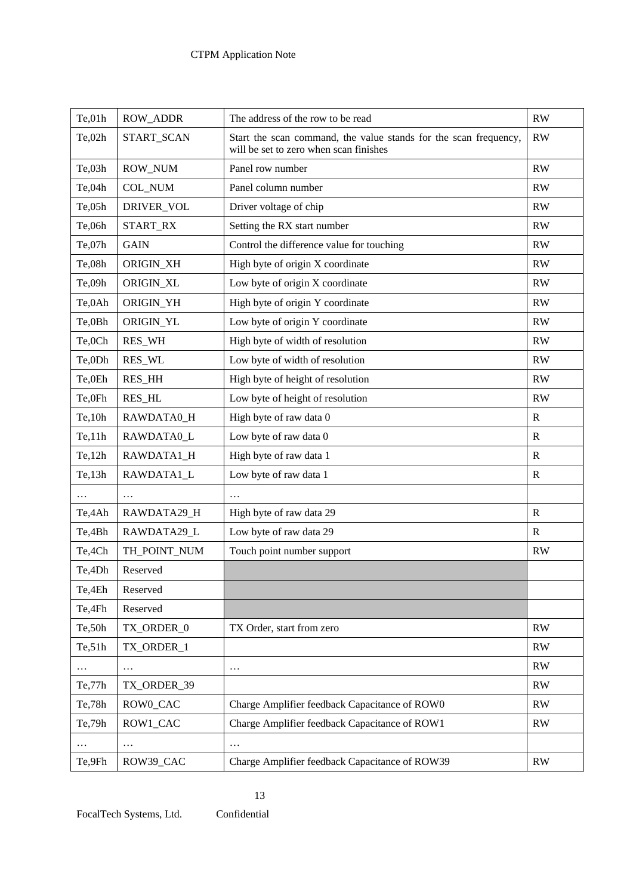| Te,01h | ROW_ADDR | The address of the row to be read | RW |
|---|---|---|---|
| Te,02h | START_SCAN | Start the scan command, the value stands for the scan frequency, will be set to zero when scan finishes | RW |
| Te,03h | ROW_NUM | Panel row number | RW |
| Te,04h | COL_NUM | Panel column number | RW |
| Te,05h | DRIVER_VOL | Driver voltage of chip | RW |
| Te,06h | START_RX | Setting the RX start number | RW |
| Te,07h | GAIN | Control the difference value for touching | RW |
| Te,08h | ORIGIN_XH | High byte of origin X coordinate | RW |
| Te,09h | ORIGIN_XL | Low byte of origin X coordinate | RW |
| Te,0Ah | ORIGIN_YH | High byte of origin Y coordinate | RW |
| Te,0Bh | ORIGIN_YL | Low byte of origin Y coordinate | RW |
| Te,0Ch | RES_WH | High byte of width of resolution | RW |
| Te,0Dh | RES_WL | Low byte of width of resolution | RW |
| Te,0Eh | RES_HH | High byte of height of resolution | RW |
| Te,0Fh | RES_HL | Low byte of height of resolution | RW |
| Te,10h | RAWDATA0_H | High byte of raw data 0 | R |
| Te,11h | RAWDATA0_L | Low byte of raw data 0 | R |
| Te,12h | RAWDATA1_H | High byte of raw data 1 | R |
| Te,13h | RAWDATA1_L | Low byte of raw data 1 | R |
| … | … | … | |
| Te,4Ah | RAWDATA29_H | High byte of raw data 29 | R |
| Te,4Bh | RAWDATA29_L | Low byte of raw data 29 | R |
| Te,4Ch | TH_POINT_NUM | Touch point number support | RW |
| Te,4Dh | Reserved | | |
| Te,4Eh | Reserved | | |
| Te,4Fh | Reserved | | |
| Te,50h | TX_ORDER_0 | TX Order, start from zero | RW |
| Te,51h | TX_ORDER_1 | | RW |
| … | … | … | RW |
| Te,77h | TX_ORDER_39 | | RW |
| Te,78h | ROW0_CAC | Charge Amplifier feedback Capacitance of ROW0 | RW |
| Te,79h | ROW1_CAC | Charge Amplifier feedback Capacitance of ROW1 | RW |
| … | … | … | |
| Te,9Fh | ROW39_CAC | Charge Amplifier feedback Capacitance of ROW39 | RW |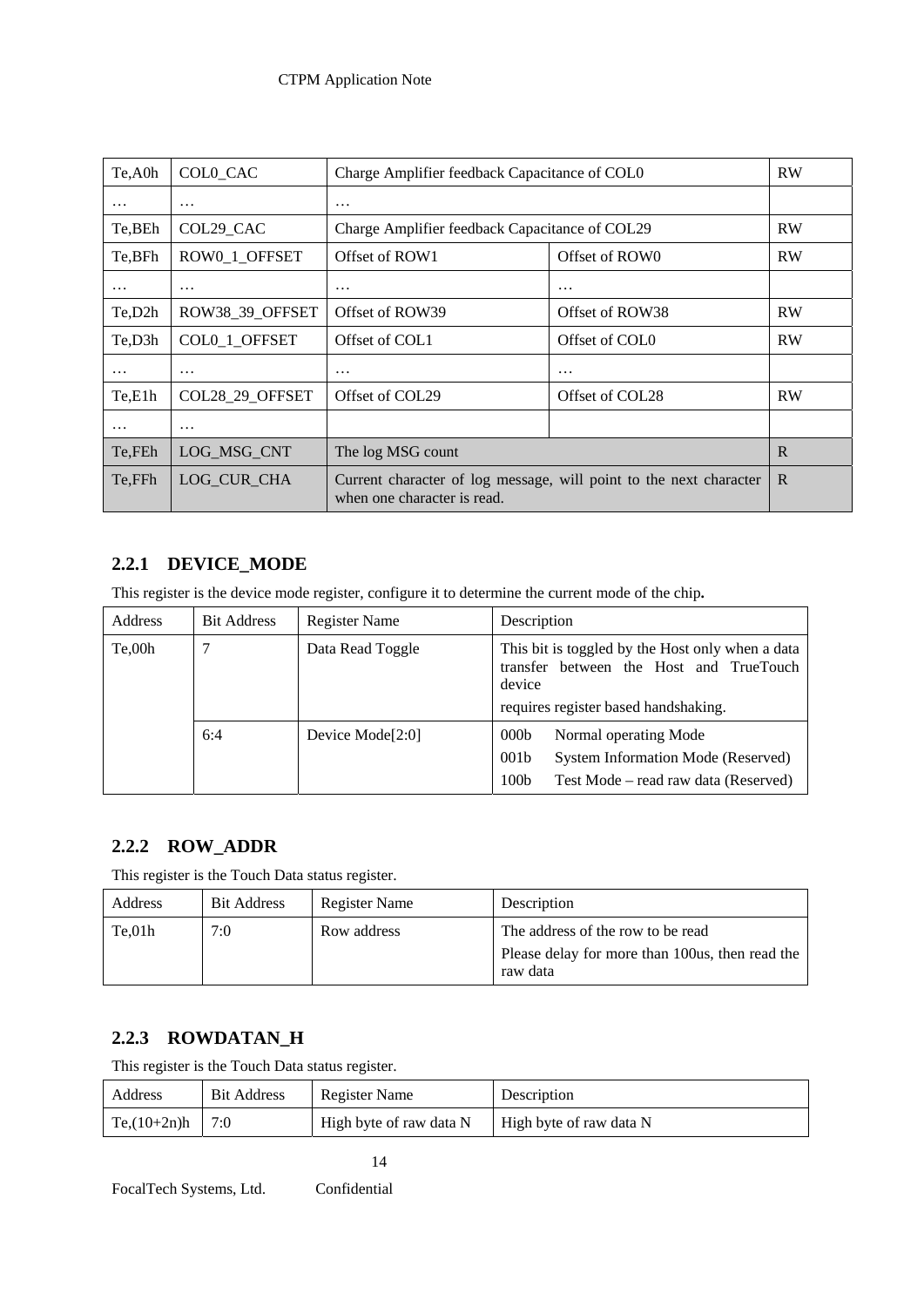| Te,A0h | COL0_CAC | Charge Amplifier feedback Capacitance of COL0 | | RW |
|---|---|---|---|---|
| … | … | … | | |
| Te,BEh | COL29_CAC | Charge Amplifier feedback Capacitance of COL29 | | RW |
| Te,BFh | ROW0_1_OFFSET | Offset of ROW1 | Offset of ROW0 | RW |
| … | … | … | … | |
| Te,D2h | ROW38_39_OFFSET | Offset of ROW39 | Offset of ROW38 | RW |
| Te,D3h | COL0_1_OFFSET | Offset of COL1 | Offset of COL0 | RW |
| … | … | … | … | |
| Te,E1h | COL28_29_OFFSET | Offset of COL29 | Offset of COL28 | RW |
| … | … | | | |
| Te,FEh | LOG_MSG_CNT | The log MSG count | | R |
| Te,FFh | LOG_CUR_CHA | Current character of log message, will point to the next character when one character is read. | | R |

### 2.2.1 DEVICE_MODE

This register is the device mode register, configure it to determine the current mode of the chip**.**

| Address | Bit Address | Register Name | Description |
|---|---|---|---|
| Te,00h | 7 | Data Read Toggle | This bit is toggled by the Host only when a data transfer between the Host and TrueTouch device<br>requires register based handshaking. |
| | 6:4 | Device Mode[2:0] | 000b Normal operating Mode<br>001b System Information Mode (Reserved)<br>100b Test Mode – read raw data (Reserved) |

### 2.2.2 ROW_ADDR

This register is the Touch Data status register.

| Address | Bit Address | Register Name | Description |
|---|---|---|---|
| Te,01h | 7:0 | Row address | The address of the row to be read<br>Please delay for more than 100us, then read the raw data |

### 2.2.3 ROWDATAN_H

This register is the Touch Data status register.

| Address | Bit Address | Register Name | Description |
|---|---|---|---|
| Te,(10+2n)h | 7:0 | High byte of raw data N | High byte of raw data N |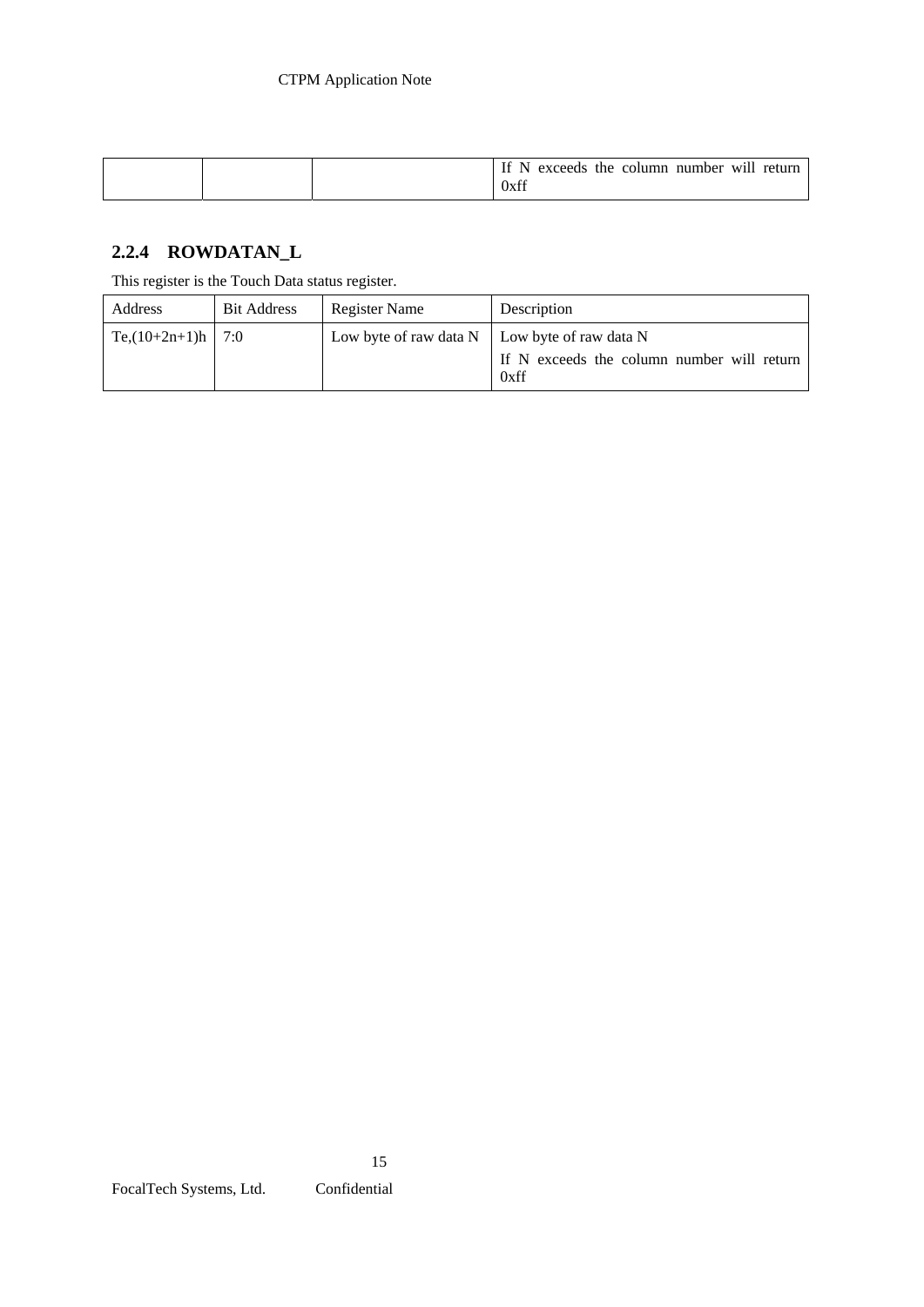| | | | |
|---|---|---|---|
| | | | If N exceeds the column number will return 0xff |

### 2.2.4 ROWDATAN_L

This register is the Touch Data status register.

| Address | Bit Address | Register Name | Description |
|---|---|---|---|
| Te,(10+2n+1)h | 7:0 | Low byte of raw data N | Low byte of raw data N<br>If N exceeds the column number will return 0xff |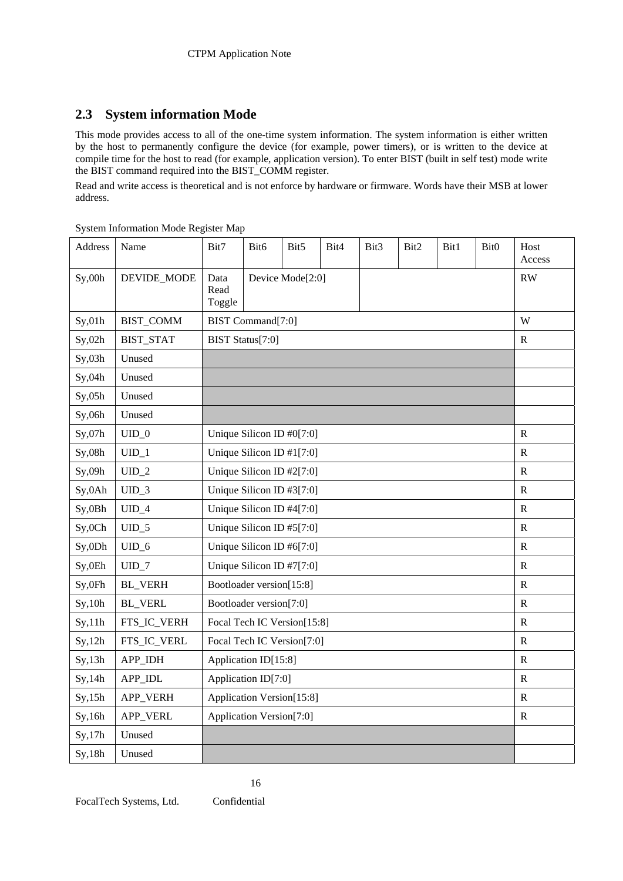## 2.3 System information Mode

This mode provides access to all of the one-time system information. The system information is either written by the host to permanently configure the device (for example, power timers), or is written to the device at compile time for the host to read (for example, application version). To enter BIST (built in self test) mode write the BIST command required into the BIST_COMM register.

Read and write access is theoretical and is not enforce by hardware or firmware. Words have their MSB at lower address.

System Information Mode Register Map

| Address | Name | Bit7 | Bit6 | Bit5 | Bit4 | Bit3 | Bit2 | Bit1 | Bit0 | Host Access |
|---|---|---|---|---|---|---|---|---|---|---|
| Sy,00h | DEVIDE_MODE | Data Read Toggle | Device Mode[2:0] | | | | | | | RW |
| Sy,01h | BIST_COMM | BIST Command[7:0] | | | | | | | | W |
| Sy,02h | BIST_STAT | BIST Status[7:0] | | | | | | | | R |
| Sy,03h | Unused | | | | | | | | | |
| Sy,04h | Unused | | | | | | | | | |
| Sy,05h | Unused | | | | | | | | | |
| Sy,06h | Unused | | | | | | | | | |
| Sy,07h | UID_0 | Unique Silicon ID #0[7:0] | | | | | | | | R |
| Sy,08h | UID_1 | Unique Silicon ID #1[7:0] | | | | | | | | R |
| Sy,09h | UID_2 | Unique Silicon ID #2[7:0] | | | | | | | | R |
| Sy,0Ah | UID_3 | Unique Silicon ID #3[7:0] | | | | | | | | R |
| Sy,0Bh | UID_4 | Unique Silicon ID #4[7:0] | | | | | | | | R |
| Sy,0Ch | UID_5 | Unique Silicon ID #5[7:0] | | | | | | | | R |
| Sy,0Dh | UID_6 | Unique Silicon ID #6[7:0] | | | | | | | | R |
| Sy,0Eh | UID_7 | Unique Silicon ID #7[7:0] | | | | | | | | R |
| Sy,0Fh | BL_VERH | Bootloader version[15:8] | | | | | | | | R |
| Sy,10h | BL_VERL | Bootloader version[7:0] | | | | | | | | R |
| Sy,11h | FTS_IC_VERH | Focal Tech IC Version[15:8] | | | | | | | | R |
| Sy,12h | FTS_IC_VERL | Focal Tech IC Version[7:0] | | | | | | | | R |
| Sy,13h | APP_IDH | Application ID[15:8] | | | | | | | | R |
| Sy,14h | APP_IDL | Application ID[7:0] | | | | | | | | R |
| Sy,15h | APP_VERH | Application Version[15:8] | | | | | | | | R |
| Sy,16h | APP_VERL | Application Version[7:0] | | | | | | | | R |
| Sy,17h | Unused | | | | | | | | | |
| Sy,18h | Unused | | | | | | | | | |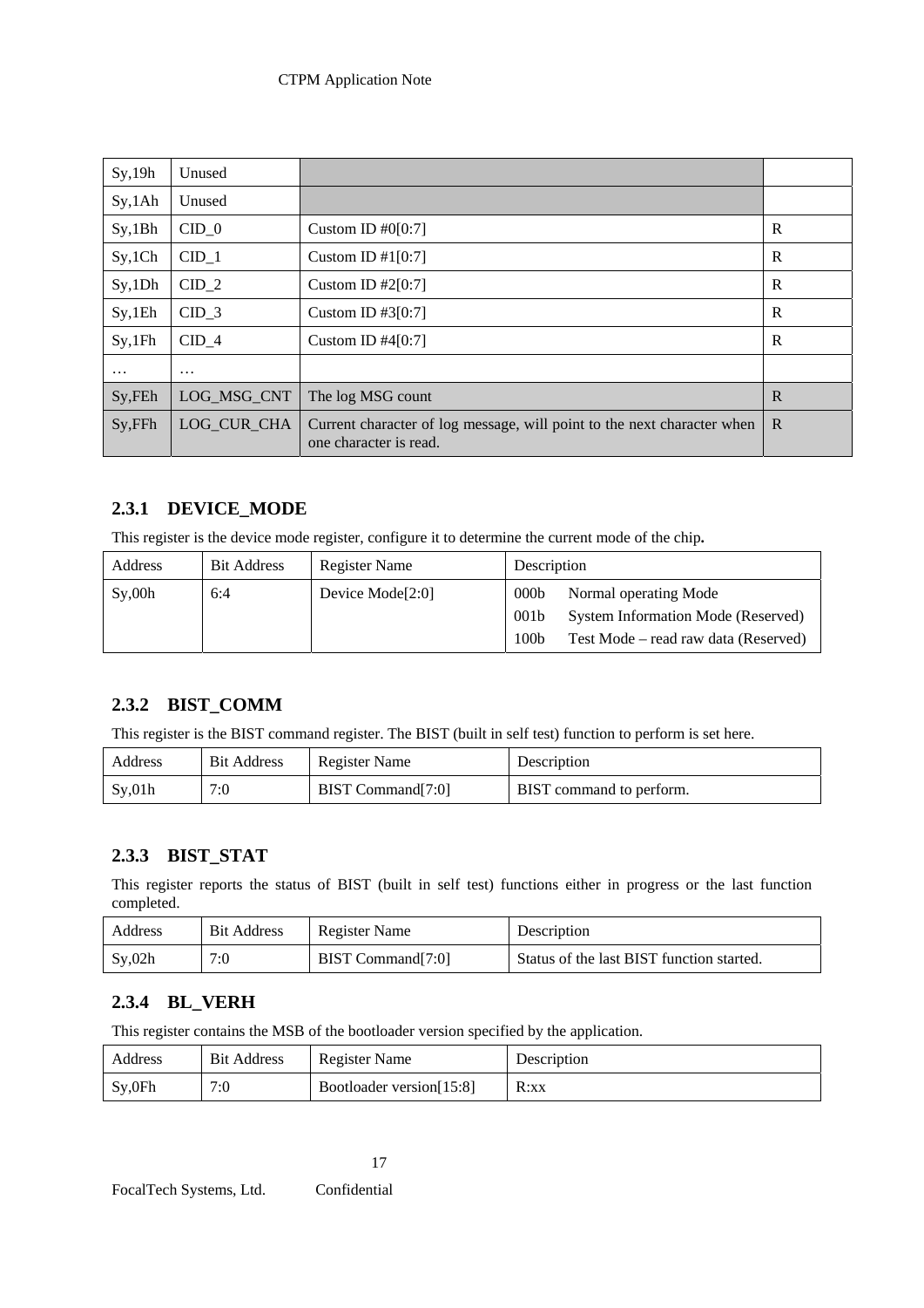| Sy,19h | Unused | | |
|---|---|---|---|
| Sy,1Ah | Unused | | |
| Sy,1Bh | CID_0 | Custom ID #0[0:7] | R |
| Sy,1Ch | CID_1 | Custom ID #1[0:7] | R |
| Sy,1Dh | CID_2 | Custom ID #2[0:7] | R |
| Sy,1Eh | CID_3 | Custom ID #3[0:7] | R |
| Sy,1Fh | CID_4 | Custom ID #4[0:7] | R |
| … | … | | |
| Sy,FEh | LOG_MSG_CNT | The log MSG count | R |
| Sy,FFh | LOG_CUR_CHA | Current character of log message, will point to the next character when one character is read. | R |

### 2.3.1 DEVICE_MODE

This register is the device mode register, configure it to determine the current mode of the chip**.**

| Address | Bit Address | Register Name | Description |
|---|---|---|---|
| Sy,00h | 6:4 | Device Mode[2:0] | 000b Normal operating Mode<br>001b System Information Mode (Reserved)<br>100b Test Mode – read raw data (Reserved) |

### 2.3.2 BIST_COMM

This register is the BIST command register. The BIST (built in self test) function to perform is set here.

| Address | Bit Address | Register Name | Description |
|---|---|---|---|
| Sy,01h | 7:0 | BIST Command[7:0] | BIST command to perform. |

### 2.3.3 BIST_STAT

This register reports the status of BIST (built in self test) functions either in progress or the last function completed.

| Address | Bit Address | Register Name | Description |
|---|---|---|---|
| Sy,02h | 7:0 | BIST Command[7:0] | Status of the last BIST function started. |

### 2.3.4 BL_VERH

This register contains the MSB of the bootloader version specified by the application.

| Address | Bit Address | Register Name | Description |
|---|---|---|---|
| Sy,0Fh | 7:0 | Bootloader version[15:8] | R:xx |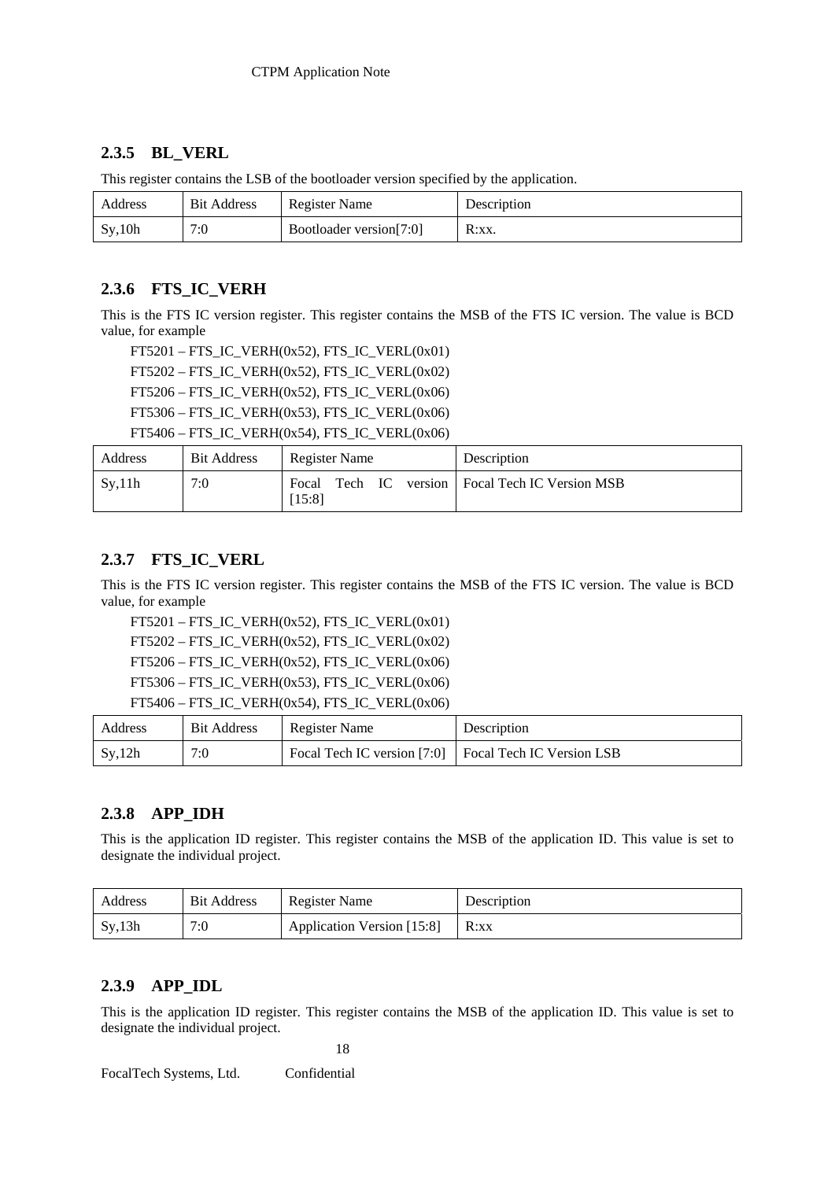### 2.3.5 BL_VERL

This register contains the LSB of the bootloader version specified by the application.

| Address | Bit Address | Register Name | Description |
|---|---|---|---|
| Sy,10h | 7:0 | Bootloader version[7:0] | R:xx. |

### 2.3.6 FTS_IC_VERH

This is the FTS IC version register. This register contains the MSB of the FTS IC version. The value is BCD value, for example

FT5201 – FTS_IC_VERH(0x52), FTS_IC_VERL(0x01)
FT5202 – FTS_IC_VERH(0x52), FTS_IC_VERL(0x02)
FT5206 – FTS_IC_VERH(0x52), FTS_IC_VERL(0x06)
FT5306 – FTS_IC_VERH(0x53), FTS_IC_VERL(0x06)
FT5406 – FTS_IC_VERH(0x54), FTS_IC_VERL(0x06)

| Address | Bit Address | Register Name | Description |
|---|---|---|---|
| Sy,11h | 7:0 | Focal Tech IC version [15:8] | Focal Tech IC Version MSB |

### 2.3.7 FTS_IC_VERL

This is the FTS IC version register. This register contains the MSB of the FTS IC version. The value is BCD value, for example

FT5201 – FTS_IC_VERH(0x52), FTS_IC_VERL(0x01)
FT5202 – FTS_IC_VERH(0x52), FTS_IC_VERL(0x02)
FT5206 – FTS_IC_VERH(0x52), FTS_IC_VERL(0x06)
FT5306 – FTS_IC_VERH(0x53), FTS_IC_VERL(0x06)
FT5406 – FTS_IC_VERH(0x54), FTS_IC_VERL(0x06)

| Address | Bit Address | Register Name | Description |
|---|---|---|---|
| Sy,12h | 7:0 | Focal Tech IC version [7:0] | Focal Tech IC Version LSB |

### 2.3.8 APP_IDH

This is the application ID register. This register contains the MSB of the application ID. This value is set to designate the individual project.

| Address | Bit Address | Register Name | Description |
|---|---|---|---|
| Sy,13h | 7:0 | Application Version [15:8] | R:xx |

### 2.3.9 APP_IDL

This is the application ID register. This register contains the MSB of the application ID. This value is set to designate the individual project.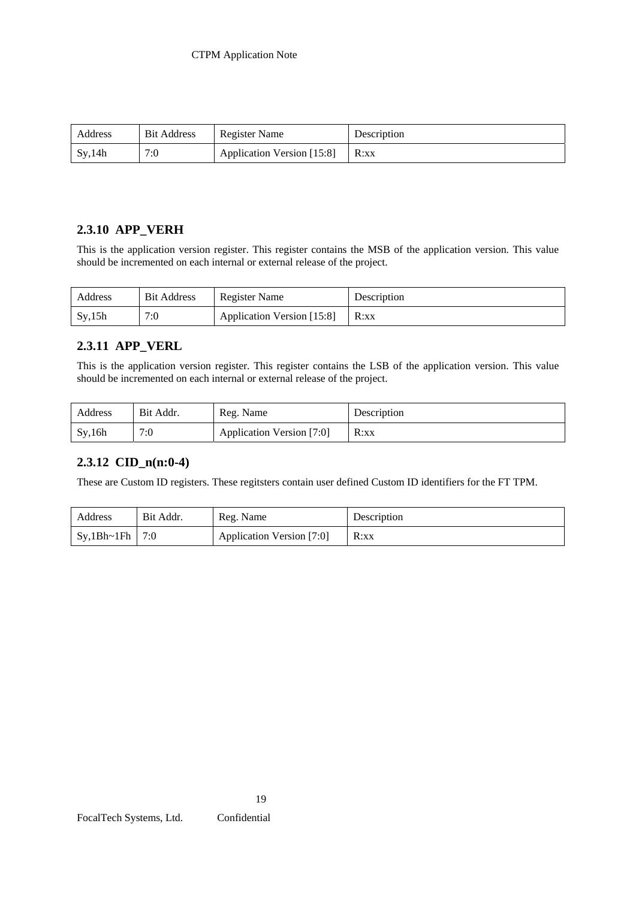| Address | Bit Address | Register Name | Description |
|---|---|---|---|
| Sy,14h | 7:0 | Application Version [15:8] | R:xx |

### 2.3.10 APP_VERH

This is the application version register. This register contains the MSB of the application version. This value should be incremented on each internal or external release of the project.

| Address | Bit Address | Register Name | Description |
|---|---|---|---|
| Sy,15h | 7:0 | Application Version [15:8] | R:xx |

### 2.3.11 APP_VERL

This is the application version register. This register contains the LSB of the application version. This value should be incremented on each internal or external release of the project.

| Address | Bit Addr. | Reg. Name | Description |
|---|---|---|---|
| Sy,16h | 7:0 | Application Version [7:0] | R:xx |

### 2.3.12 CID_n(n:0-4)

These are Custom ID registers. These regitsters contain user defined Custom ID identifiers for the FT TPM.

| Address | Bit Addr. | Reg. Name | Description |
|---|---|---|---|
| Sy,1Bh~1Fh | 7:0 | Application Version [7:0] | R:xx |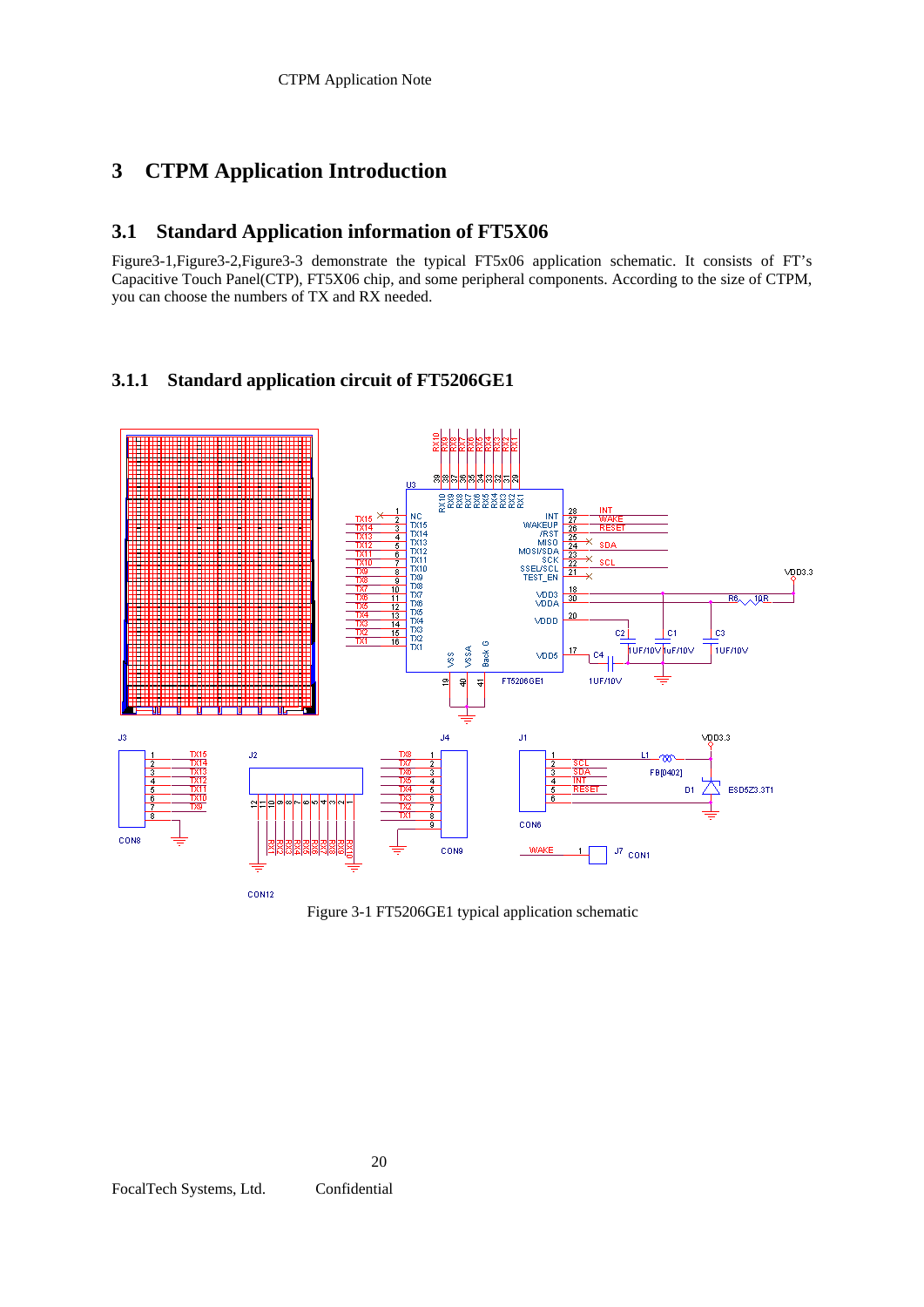# 3 CTPM Application Introduction

## 3.1 Standard Application information of FT5X06

Figure3-1,Figure3-2,Figure3-3 demonstrate the typical FT5x06 application schematic. It consists of FT's Capacitive Touch Panel(CTP), FT5X06 chip, and some peripheral components. According to the size of CTPM, you can choose the numbers of TX and RX needed.

### 3.1.1 Standard application circuit of FT5206GE1

Figure 3-1 FT5206GE1 typical application schematic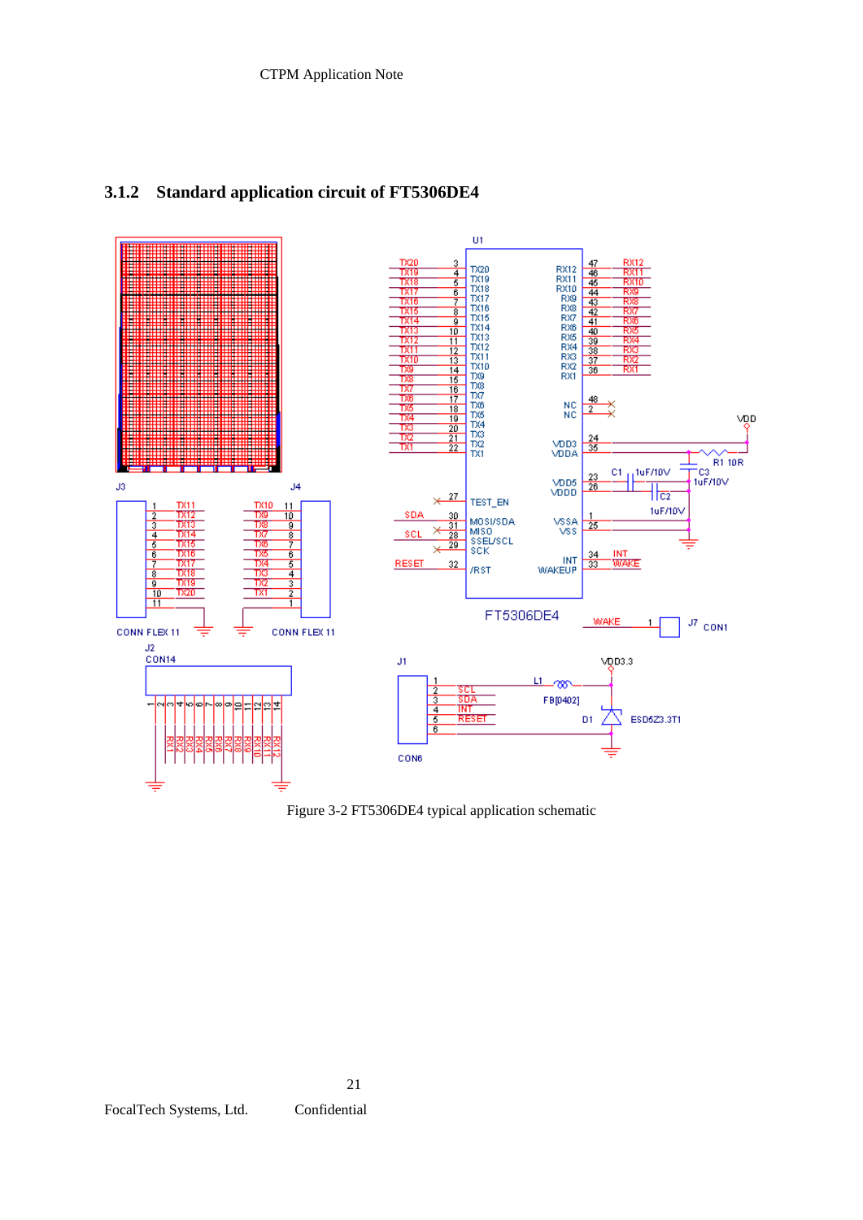### 3.1.2 Standard application circuit of FT5306DE4

Figure 3-2 FT5306DE4 typical application schematic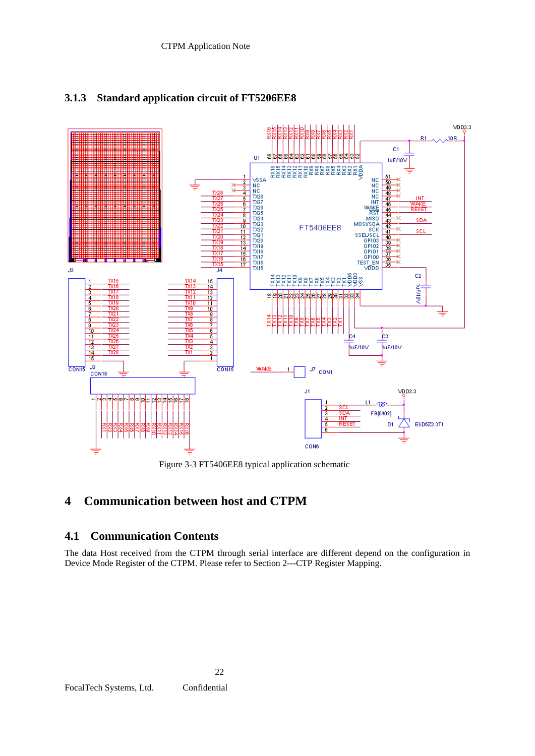### 3.1.3 Standard application circuit of FT5206EE8

Figure 3-3 FT5406EE8 typical application schematic

# 4 Communication between host and CTPM

## 4.1 Communication Contents

The data Host received from the CTPM through serial interface are different depend on the configuration in Device Mode Register of the CTPM. Please refer to Section 2---CTP Register Mapping.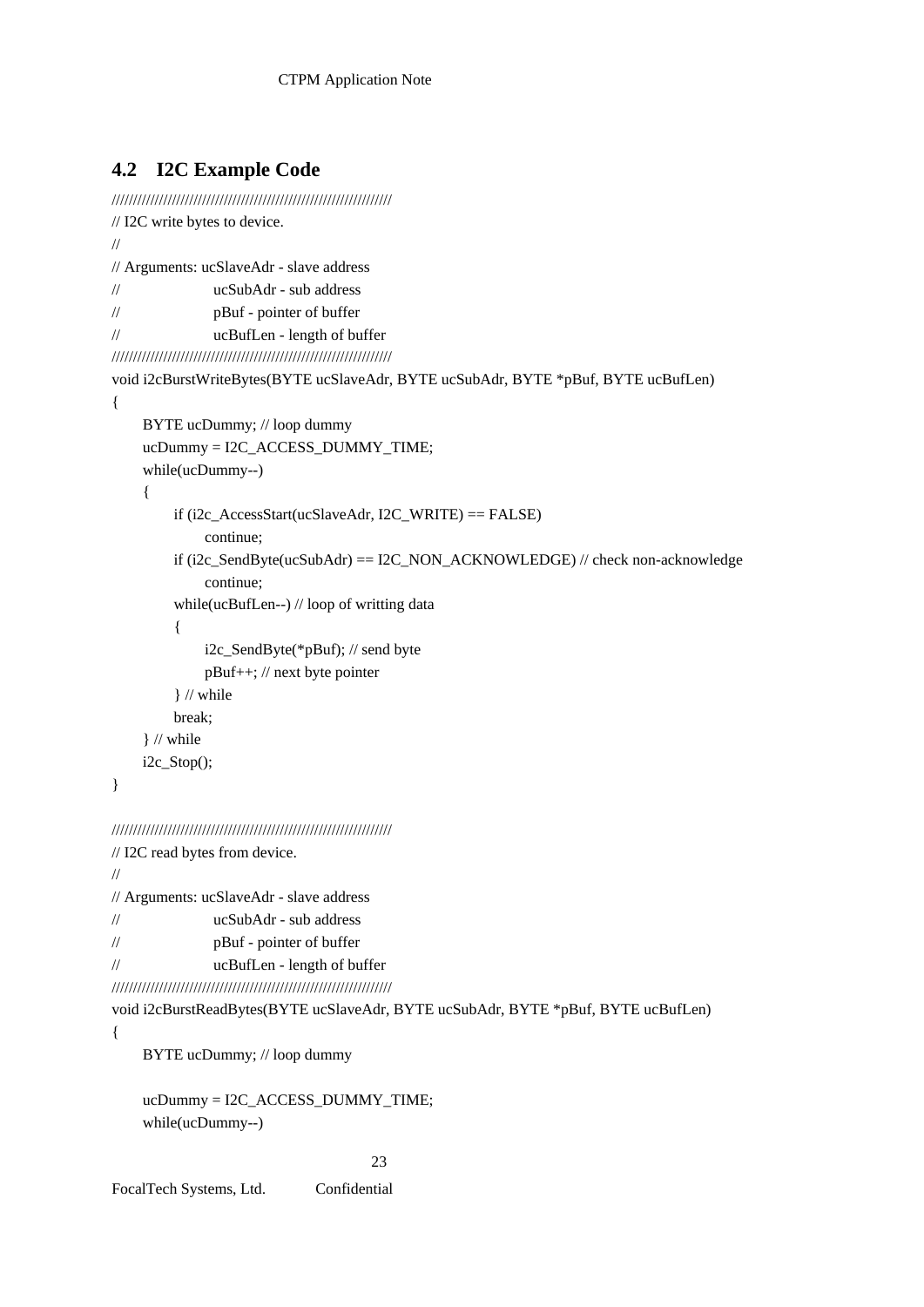## 4.2 I2C Example Code

```
//////////////////////////////////////////////////////////////////
// I2C write bytes to device.
//
// Arguments: ucSlaveAdr - slave address
//                  ucSubAdr - sub address
//                  pBuf - pointer of buffer
//                  ucBufLen - length of buffer
//////////////////////////////////////////////////////////////////
void i2cBurstWriteBytes(BYTE ucSlaveAdr, BYTE ucSubAdr, BYTE *pBuf, BYTE ucBufLen)
{
    BYTE ucDummy; // loop dummy
    ucDummy = I2C_ACCESS_DUMMY_TIME;
    while(ucDummy--)
    {
        if (i2c_AccessStart(ucSlaveAdr, I2C_WRITE) == FALSE)
            continue;
        if (i2c_SendByte(ucSubAdr) == I2C_NON_ACKNOWLEDGE) // check non-acknowledge
            continue;
        while(ucBufLen--) // loop of writting data
        {
            i2c_SendByte(*pBuf); // send byte
            pBuf++; // next byte pointer
        } // while
        break;
    } // while
    i2c_Stop();
}

//////////////////////////////////////////////////////////////////
// I2C read bytes from device.
//
// Arguments: ucSlaveAdr - slave address
//                  ucSubAdr - sub address
//                  pBuf - pointer of buffer
//                  ucBufLen - length of buffer
//////////////////////////////////////////////////////////////////
void i2cBurstReadBytes(BYTE ucSlaveAdr, BYTE ucSubAdr, BYTE *pBuf, BYTE ucBufLen)
{
    BYTE ucDummy; // loop dummy

    ucDummy = I2C_ACCESS_DUMMY_TIME;
    while(ucDummy--)
```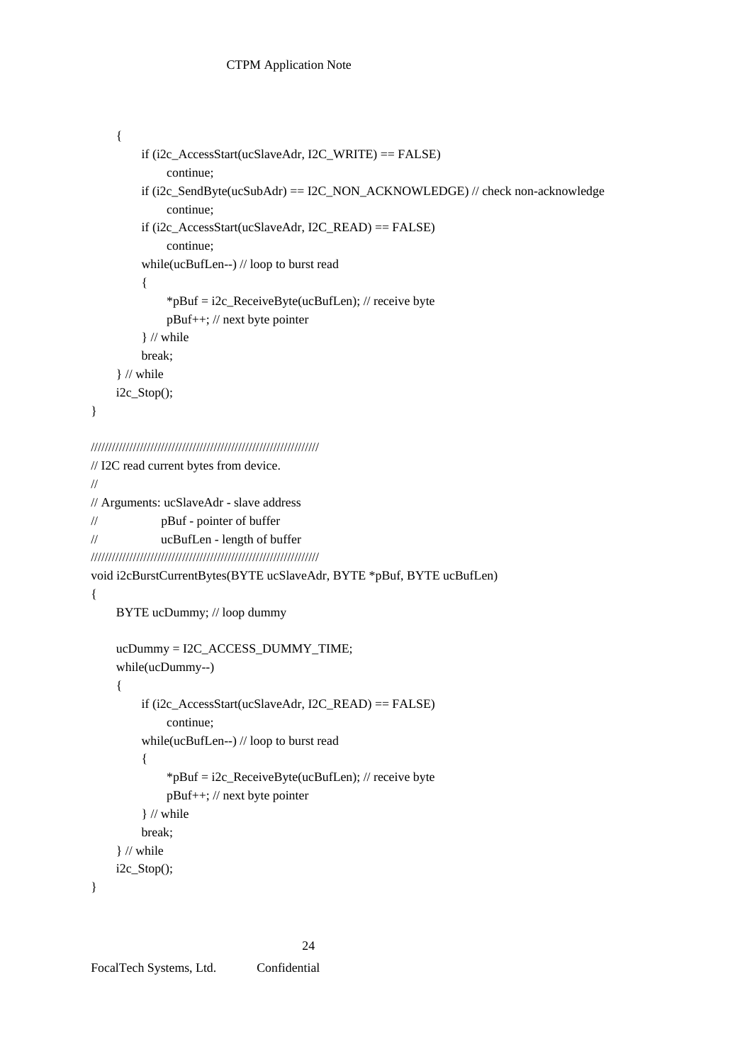```
    {
        if (i2c_AccessStart(ucSlaveAdr, I2C_WRITE) == FALSE)
            continue;
        if (i2c_SendByte(ucSubAdr) == I2C_NON_ACKNOWLEDGE) // check non-acknowledge
            continue;
        if (i2c_AccessStart(ucSlaveAdr, I2C_READ) == FALSE)
            continue;
        while(ucBufLen--) // loop to burst read
        {
            *pBuf = i2c_ReceiveByte(ucBufLen); // receive byte
            pBuf++; // next byte pointer
        } // while
        break;
    } // while
    i2c_Stop();
}

/////////////////////////////////////////////////////////////////
// I2C read current bytes from device.
//
// Arguments: ucSlaveAdr - slave address
//            pBuf - pointer of buffer
//            ucBufLen - length of buffer
/////////////////////////////////////////////////////////////////
void i2cBurstCurrentBytes(BYTE ucSlaveAdr, BYTE *pBuf, BYTE ucBufLen)
{
    BYTE ucDummy; // loop dummy

    ucDummy = I2C_ACCESS_DUMMY_TIME;
    while(ucDummy--)
    {
        if (i2c_AccessStart(ucSlaveAdr, I2C_READ) == FALSE)
            continue;
        while(ucBufLen--) // loop to burst read
        {
            *pBuf = i2c_ReceiveByte(ucBufLen); // receive byte
            pBuf++; // next byte pointer
        } // while
        break;
    } // while
    i2c_Stop();
}
```